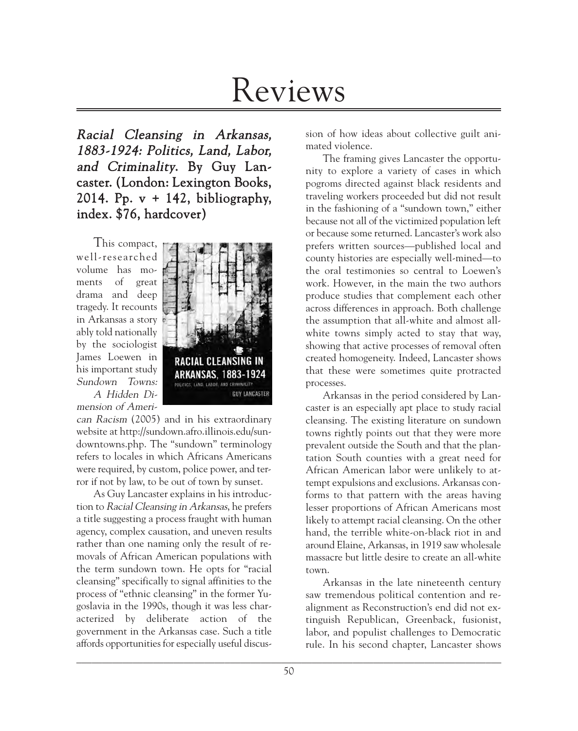# Reviews

***Racial Cleansing in Arkansas, 1883-1924: Politics, Land, Labor, and Criminality*. By Guy Lancaster. (London: Lexington Books, 2014. Pp. v + 142, bibliography, index. $76, hardcover)**

This compact, well-researched volume has moments of great drama and deep tragedy. It recounts in Arkansas a story ably told nationally by the sociologist James Loewen in his important study *Sundown Towns: A Hidden Dimension of American Racism* (2005) and in his extraordinary website at http://sundown.afro.illinois.edu/sundowntowns.php. The "sundown" terminology refers to locales in which Africans Americans were required, by custom, police power, and terror if not by law, to be out of town by sunset.

As Guy Lancaster explains in his introduction to *Racial Cleansing in Arkansas*, he prefers a title suggesting a process fraught with human agency, complex causation, and uneven results rather than one naming only the result of removals of African American populations with the term sundown town. He opts for "racial cleansing" specifically to signal affinities to the process of "ethnic cleansing" in the former Yugoslavia in the 1990s, though it was less characterized by deliberate action of the government in the Arkansas case. Such a title affords opportunities for especially useful discussion of how ideas about collective guilt animated violence.

The framing gives Lancaster the opportunity to explore a variety of cases in which pogroms directed against black residents and traveling workers proceeded but did not result in the fashioning of a "sundown town," either because not all of the victimized population left or because some returned. Lancaster's work also prefers written sources—published local and county histories are especially well-mined—to the oral testimonies so central to Loewen's work. However, in the main the two authors produce studies that complement each other across differences in approach. Both challenge the assumption that all-white and almost all-white towns simply acted to stay that way, showing that active processes of removal often created homogeneity. Indeed, Lancaster shows that these were sometimes quite protracted processes.

Arkansas in the period considered by Lancaster is an especially apt place to study racial cleansing. The existing literature on sundown towns rightly points out that they were more prevalent outside the South and that the plantation South counties with a great need for African American labor were unlikely to attempt expulsions and exclusions. Arkansas conforms to that pattern with the areas having lesser proportions of African Americans most likely to attempt racial cleansing. On the other hand, the terrible white-on-black riot in and around Elaine, Arkansas, in 1919 saw wholesale massacre but little desire to create an all-white town.

Arkansas in the late nineteenth century saw tremendous political contention and realignment as Reconstruction's end did not extinguish Republican, Greenback, fusionist, labor, and populist challenges to Democratic rule. In his second chapter, Lancaster shows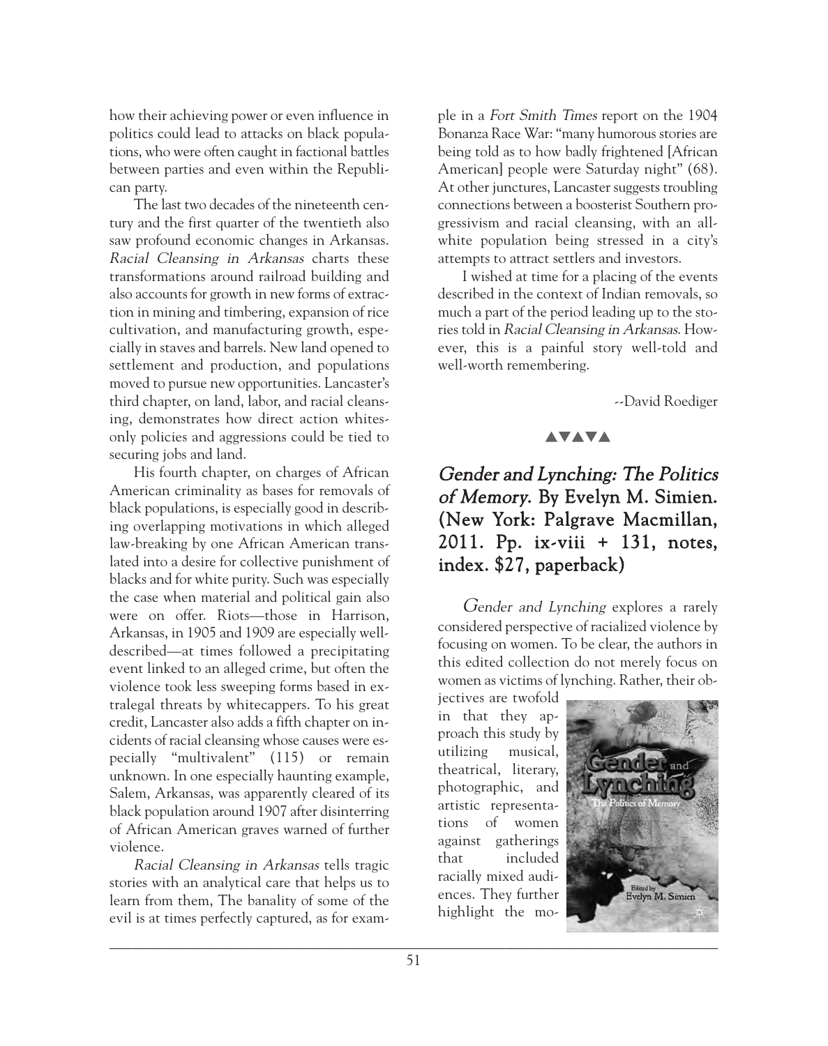how their achieving power or even influence in politics could lead to attacks on black populations, who were often caught in factional battles between parties and even within the Republican party.

The last two decades of the nineteenth century and the first quarter of the twentieth also saw profound economic changes in Arkansas. *Racial Cleansing in Arkansas* charts these transformations around railroad building and also accounts for growth in new forms of extraction in mining and timbering, expansion of rice cultivation, and manufacturing growth, especially in staves and barrels. New land opened to settlement and production, and populations moved to pursue new opportunities. Lancaster's third chapter, on land, labor, and racial cleansing, demonstrates how direct action whites-only policies and aggressions could be tied to securing jobs and land.

His fourth chapter, on charges of African American criminality as bases for removals of black populations, is especially good in describing overlapping motivations in which alleged law-breaking by one African American translated into a desire for collective punishment of blacks and for white purity. Such was especially the case when material and political gain also were on offer. Riots—those in Harrison, Arkansas, in 1905 and 1909 are especially well-described—at times followed a precipitating event linked to an alleged crime, but often the violence took less sweeping forms based in extralegal threats by whitecappers. To his great credit, Lancaster also adds a fifth chapter on incidents of racial cleansing whose causes were especially "multivalent" (115) or remain unknown. In one especially haunting example, Salem, Arkansas, was apparently cleared of its black population around 1907 after disinterring of African American graves warned of further violence.

*Racial Cleansing in Arkansas* tells tragic stories with an analytical care that helps us to learn from them, The banality of some of the evil is at times perfectly captured, as for example in a *Fort Smith Times* report on the 1904 Bonanza Race War: "many humorous stories are being told as to how badly frightened [African American] people were Saturday night" (68). At other junctures, Lancaster suggests troubling connections between a boosterist Southern progressivism and racial cleansing, with an all-white population being stressed in a city's attempts to attract settlers and investors.

I wished at time for a placing of the events described in the context of Indian removals, so much a part of the period leading up to the stories told in *Racial Cleansing in Arkansas*. However, this is a painful story well-told and well-worth remembering.

--David Roediger

▲▼▲▼▲

## *Gender and Lynching: The Politics of Memory*. By Evelyn M. Simien. (New York: Palgrave Macmillan, 2011. Pp. ix-viii + 131, notes, index. $27, paperback)

*Gender and Lynching* explores a rarely considered perspective of racialized violence by focusing on women. To be clear, the authors in this edited collection do not merely focus on women as victims of lynching. Rather, their objectives are twofold in that they approach this study by utilizing musical, theatrical, literary, photographic, and artistic representations of women against gatherings that included racially mixed audiences. They further highlight the mo-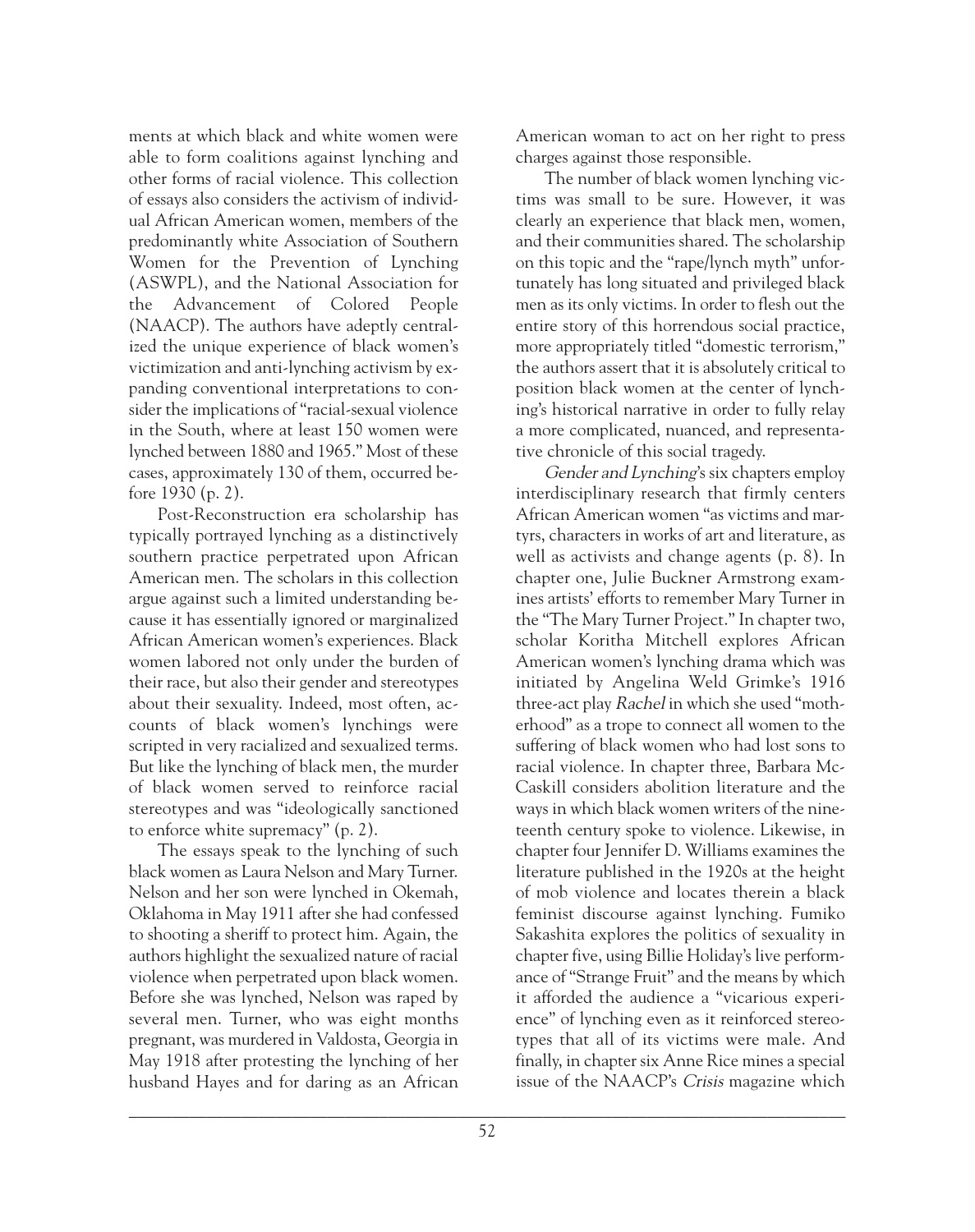ments at which black and white women were able to form coalitions against lynching and other forms of racial violence. This collection of essays also considers the activism of individual African American women, members of the predominantly white Association of Southern Women for the Prevention of Lynching (ASWPL), and the National Association for the Advancement of Colored People (NAACP). The authors have adeptly centralized the unique experience of black women's victimization and anti-lynching activism by expanding conventional interpretations to consider the implications of "racial-sexual violence in the South, where at least 150 women were lynched between 1880 and 1965." Most of these cases, approximately 130 of them, occurred before 1930 (p. 2).

Post-Reconstruction era scholarship has typically portrayed lynching as a distinctively southern practice perpetrated upon African American men. The scholars in this collection argue against such a limited understanding because it has essentially ignored or marginalized African American women's experiences. Black women labored not only under the burden of their race, but also their gender and stereotypes about their sexuality. Indeed, most often, accounts of black women's lynchings were scripted in very racialized and sexualized terms. But like the lynching of black men, the murder of black women served to reinforce racial stereotypes and was "ideologically sanctioned to enforce white supremacy" (p. 2).

The essays speak to the lynching of such black women as Laura Nelson and Mary Turner. Nelson and her son were lynched in Okemah, Oklahoma in May 1911 after she had confessed to shooting a sheriff to protect him. Again, the authors highlight the sexualized nature of racial violence when perpetrated upon black women. Before she was lynched, Nelson was raped by several men. Turner, who was eight months pregnant, was murdered in Valdosta, Georgia in May 1918 after protesting the lynching of her husband Hayes and for daring as an African American woman to act on her right to press charges against those responsible.

The number of black women lynching victims was small to be sure. However, it was clearly an experience that black men, women, and their communities shared. The scholarship on this topic and the "rape/lynch myth" unfortunately has long situated and privileged black men as its only victims. In order to flesh out the entire story of this horrendous social practice, more appropriately titled "domestic terrorism," the authors assert that it is absolutely critical to position black women at the center of lynching's historical narrative in order to fully relay a more complicated, nuanced, and representative chronicle of this social tragedy.

*Gender and Lynching*'s six chapters employ interdisciplinary research that firmly centers African American women "as victims and martyrs, characters in works of art and literature, as well as activists and change agents (p. 8). In chapter one, Julie Buckner Armstrong examines artists' efforts to remember Mary Turner in the "The Mary Turner Project." In chapter two, scholar Koritha Mitchell explores African American women's lynching drama which was initiated by Angelina Weld Grimke's 1916 three-act play *Rachel* in which she used "motherhood" as a trope to connect all women to the suffering of black women who had lost sons to racial violence. In chapter three, Barbara McCaskill considers abolition literature and the ways in which black women writers of the nineteenth century spoke to violence. Likewise, in chapter four Jennifer D. Williams examines the literature published in the 1920s at the height of mob violence and locates therein a black feminist discourse against lynching. Fumiko Sakashita explores the politics of sexuality in chapter five, using Billie Holiday's live performance of "Strange Fruit" and the means by which it afforded the audience a "vicarious experience" of lynching even as it reinforced stereotypes that all of its victims were male. And finally, in chapter six Anne Rice mines a special issue of the NAACP's *Crisis* magazine which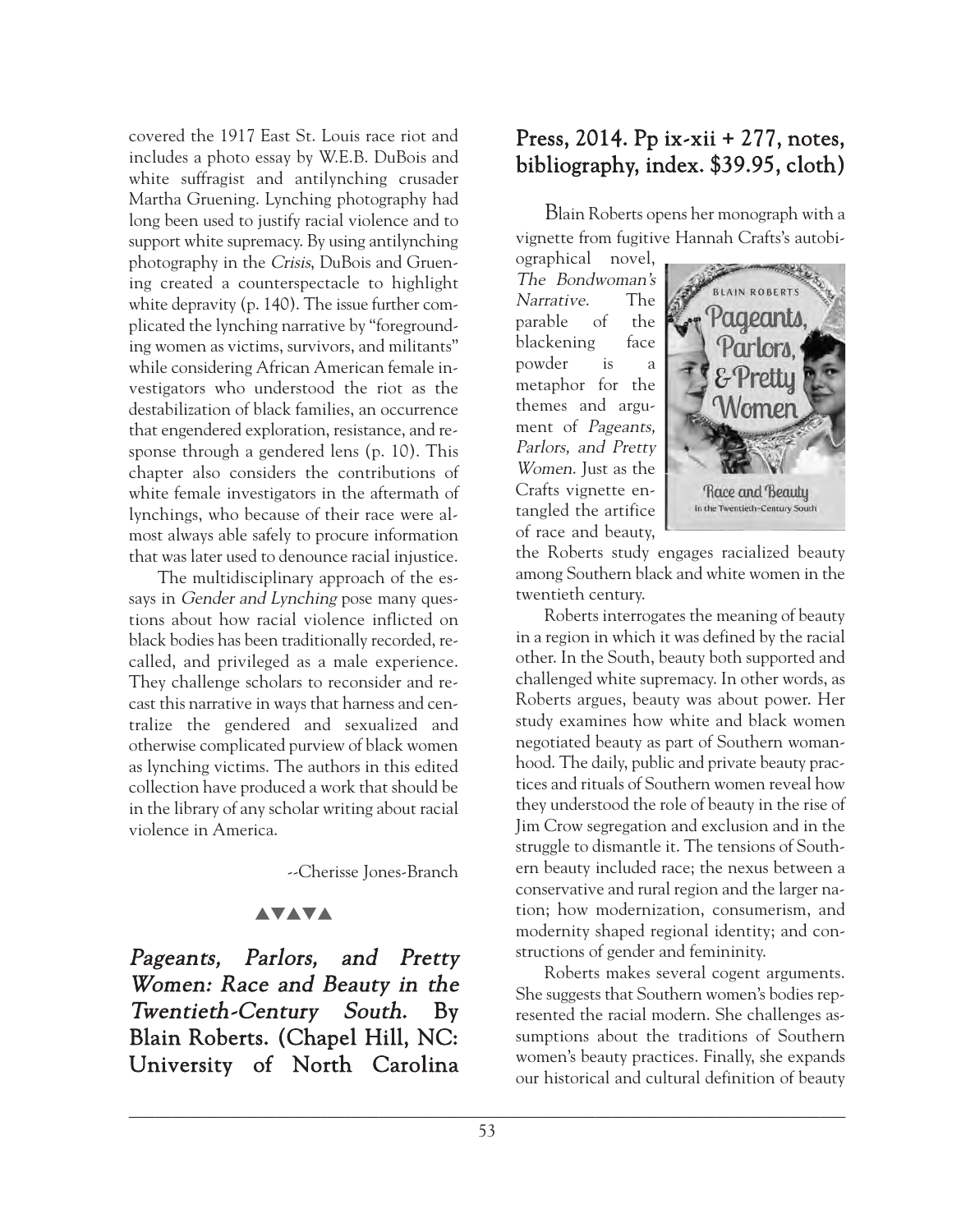covered the 1917 East St. Louis race riot and includes a photo essay by W.E.B. DuBois and white suffragist and antilynching crusader Martha Gruening. Lynching photography had long been used to justify racial violence and to support white supremacy. By using antilynching photography in the *Crisis*, DuBois and Gruening created a counterspectacle to highlight white depravity (p. 140). The issue further complicated the lynching narrative by "foregrounding women as victims, survivors, and militants" while considering African American female investigators who understood the riot as the destabilization of black families, an occurrence that engendered exploration, resistance, and response through a gendered lens (p. 10). This chapter also considers the contributions of white female investigators in the aftermath of lynchings, who because of their race were almost always able safely to procure information that was later used to denounce racial injustice.

The multidisciplinary approach of the essays in *Gender and Lynching* pose many questions about how racial violence inflicted on black bodies has been traditionally recorded, recalled, and privileged as a male experience. They challenge scholars to reconsider and recast this narrative in ways that harness and centralize the gendered and sexualized and otherwise complicated purview of black women as lynching victims. The authors in this edited collection have produced a work that should be in the library of any scholar writing about racial violence in America.

--Cherisse Jones-Branch

▲▼▲▼▲

## *Pageants, Parlors, and Pretty Women: Race and Beauty in the Twentieth-Century South.* By Blain Roberts. (Chapel Hill, NC: University of North Carolina Press, 2014. Pp ix-xii + 277, notes, bibliography, index. $39.95, cloth)

Blain Roberts opens her monograph with a vignette from fugitive Hannah Crafts's autobiographical novel, *The Bondwoman's Narrative*. The parable of the blackening face powder is a metaphor for the themes and argument of *Pageants, Parlors, and Pretty Women*. Just as the Crafts vignette entangled the artifice of race and beauty, the Roberts study engages racialized beauty among Southern black and white women in the twentieth century.

Roberts interrogates the meaning of beauty in a region in which it was defined by the racial other. In the South, beauty both supported and challenged white supremacy. In other words, as Roberts argues, beauty was about power. Her study examines how white and black women negotiated beauty as part of Southern womanhood. The daily, public and private beauty practices and rituals of Southern women reveal how they understood the role of beauty in the rise of Jim Crow segregation and exclusion and in the struggle to dismantle it. The tensions of Southern beauty included race; the nexus between a conservative and rural region and the larger nation; how modernization, consumerism, and modernity shaped regional identity; and constructions of gender and femininity.

Roberts makes several cogent arguments. She suggests that Southern women's bodies represented the racial modern. She challenges assumptions about the traditions of Southern women's beauty practices. Finally, she expands our historical and cultural definition of beauty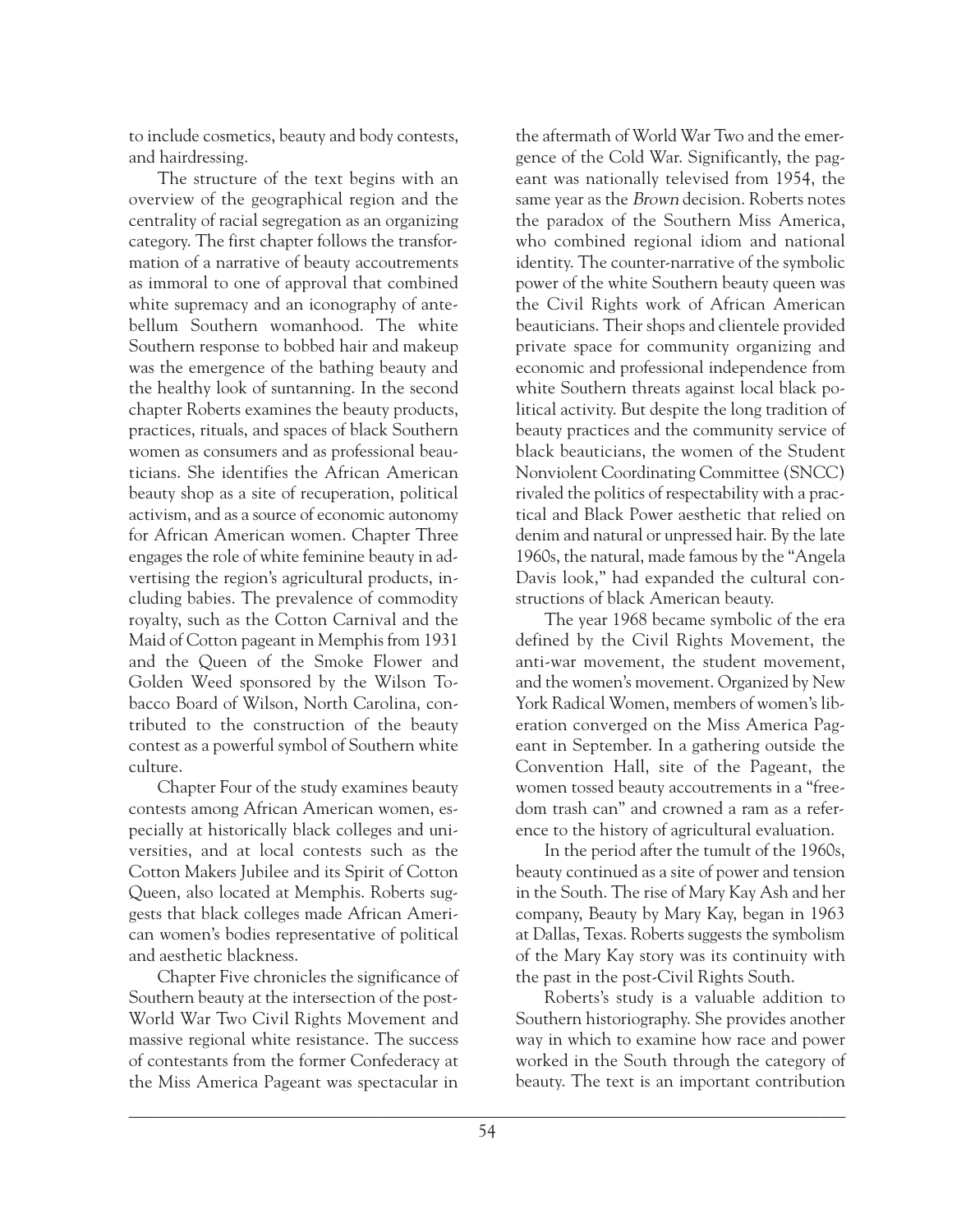to include cosmetics, beauty and body contests, and hairdressing.

The structure of the text begins with an overview of the geographical region and the centrality of racial segregation as an organizing category. The first chapter follows the transformation of a narrative of beauty accoutrements as immoral to one of approval that combined white supremacy and an iconography of antebellum Southern womanhood. The white Southern response to bobbed hair and makeup was the emergence of the bathing beauty and the healthy look of suntanning. In the second chapter Roberts examines the beauty products, practices, rituals, and spaces of black Southern women as consumers and as professional beauticians. She identifies the African American beauty shop as a site of recuperation, political activism, and as a source of economic autonomy for African American women. Chapter Three engages the role of white feminine beauty in advertising the region's agricultural products, including babies. The prevalence of commodity royalty, such as the Cotton Carnival and the Maid of Cotton pageant in Memphis from 1931 and the Queen of the Smoke Flower and Golden Weed sponsored by the Wilson Tobacco Board of Wilson, North Carolina, contributed to the construction of the beauty contest as a powerful symbol of Southern white culture.

Chapter Four of the study examines beauty contests among African American women, especially at historically black colleges and universities, and at local contests such as the Cotton Makers Jubilee and its Spirit of Cotton Queen, also located at Memphis. Roberts suggests that black colleges made African American women's bodies representative of political and aesthetic blackness.

Chapter Five chronicles the significance of Southern beauty at the intersection of the post-World War Two Civil Rights Movement and massive regional white resistance. The success of contestants from the former Confederacy at the Miss America Pageant was spectacular in the aftermath of World War Two and the emergence of the Cold War. Significantly, the pageant was nationally televised from 1954, the same year as the *Brown* decision. Roberts notes the paradox of the Southern Miss America, who combined regional idiom and national identity. The counter-narrative of the symbolic power of the white Southern beauty queen was the Civil Rights work of African American beauticians. Their shops and clientele provided private space for community organizing and economic and professional independence from white Southern threats against local black political activity. But despite the long tradition of beauty practices and the community service of black beauticians, the women of the Student Nonviolent Coordinating Committee (SNCC) rivaled the politics of respectability with a practical and Black Power aesthetic that relied on denim and natural or unpressed hair. By the late 1960s, the natural, made famous by the "Angela Davis look," had expanded the cultural constructions of black American beauty.

The year 1968 became symbolic of the era defined by the Civil Rights Movement, the anti-war movement, the student movement, and the women's movement. Organized by New York Radical Women, members of women's liberation converged on the Miss America Pageant in September. In a gathering outside the Convention Hall, site of the Pageant, the women tossed beauty accoutrements in a "freedom trash can" and crowned a ram as a reference to the history of agricultural evaluation.

In the period after the tumult of the 1960s, beauty continued as a site of power and tension in the South. The rise of Mary Kay Ash and her company, Beauty by Mary Kay, began in 1963 at Dallas, Texas. Roberts suggests the symbolism of the Mary Kay story was its continuity with the past in the post-Civil Rights South.

Roberts's study is a valuable addition to Southern historiography. She provides another way in which to examine how race and power worked in the South through the category of beauty. The text is an important contribution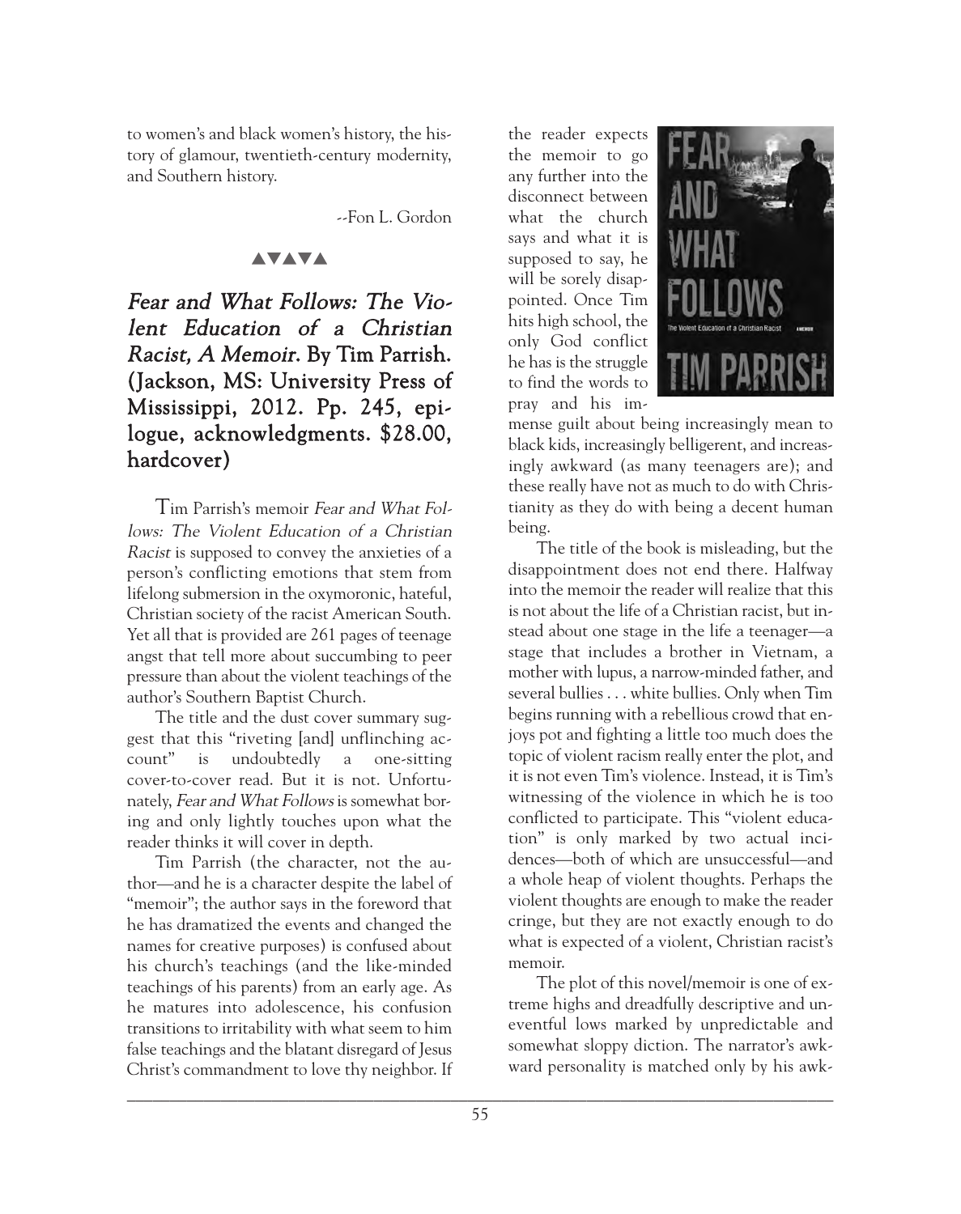to women's and black women's history, the history of glamour, twentieth-century modernity, and Southern history.

--Fon L. Gordon

▲▼▲▼▲

## *Fear and What Follows: The Violent Education of a Christian Racist, A Memoir*. By Tim Parrish. (Jackson, MS: University Press of Mississippi, 2012. Pp. 245, epilogue, acknowledgments. $28.00, hardcover)

Tim Parrish's memoir *Fear and What Follows: The Violent Education of a Christian Racist* is supposed to convey the anxieties of a person's conflicting emotions that stem from lifelong submersion in the oxymoronic, hateful, Christian society of the racist American South. Yet all that is provided are 261 pages of teenage angst that tell more about succumbing to peer pressure than about the violent teachings of the author's Southern Baptist Church.

The title and the dust cover summary suggest that this "riveting [and] unflinching account" is undoubtedly a one-sitting cover-to-cover read. But it is not. Unfortunately, *Fear and What Follows* is somewhat boring and only lightly touches upon what the reader thinks it will cover in depth.

Tim Parrish (the character, not the author—and he is a character despite the label of "memoir"; the author says in the foreword that he has dramatized the events and changed the names for creative purposes) is confused about his church's teachings (and the like-minded teachings of his parents) from an early age. As he matures into adolescence, his confusion transitions to irritability with what seem to him false teachings and the blatant disregard of Jesus Christ's commandment to love thy neighbor. If the reader expects the memoir to go any further into the disconnect between what the church says and what it is supposed to say, he will be sorely disappointed. Once Tim hits high school, the only God conflict he has is the struggle to find the words to pray and his immense guilt about being increasingly mean to black kids, increasingly belligerent, and increasingly awkward (as many teenagers are); and these really have not as much to do with Christianity as they do with being a decent human being.

The title of the book is misleading, but the disappointment does not end there. Halfway into the memoir the reader will realize that this is not about the life of a Christian racist, but instead about one stage in the life a teenager—a stage that includes a brother in Vietnam, a mother with lupus, a narrow-minded father, and several bullies . . . white bullies. Only when Tim begins running with a rebellious crowd that enjoys pot and fighting a little too much does the topic of violent racism really enter the plot, and it is not even Tim's violence. Instead, it is Tim's witnessing of the violence in which he is too conflicted to participate. This "violent education" is only marked by two actual incidences—both of which are unsuccessful—and a whole heap of violent thoughts. Perhaps the violent thoughts are enough to make the reader cringe, but they are not exactly enough to do what is expected of a violent, Christian racist's memoir.

The plot of this novel/memoir is one of extreme highs and dreadfully descriptive and uneventful lows marked by unpredictable and somewhat sloppy diction. The narrator's awkward personality is matched only by his awk-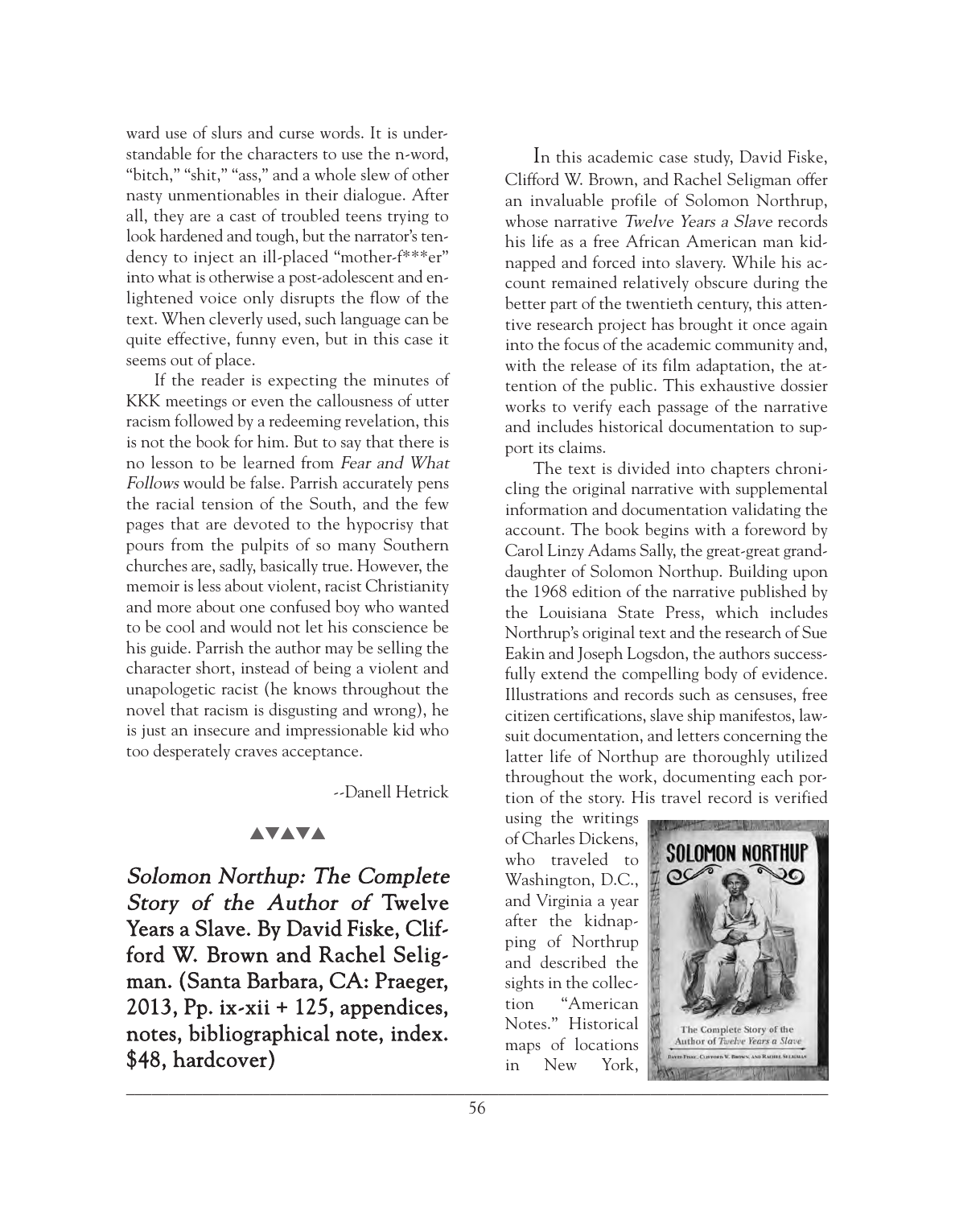ward use of slurs and curse words. It is understandable for the characters to use the n-word, "bitch," "shit," "ass," and a whole slew of other nasty unmentionables in their dialogue. After all, they are a cast of troubled teens trying to look hardened and tough, but the narrator's tendency to inject an ill-placed "mother-f***er" into what is otherwise a post-adolescent and enlightened voice only disrupts the flow of the text. When cleverly used, such language can be quite effective, funny even, but in this case it seems out of place.

If the reader is expecting the minutes of KKK meetings or even the callousness of utter racism followed by a redeeming revelation, this is not the book for him. But to say that there is no lesson to be learned from *Fear and What Follows* would be false. Parrish accurately pens the racial tension of the South, and the few pages that are devoted to the hypocrisy that pours from the pulpits of so many Southern churches are, sadly, basically true. However, the memoir is less about violent, racist Christianity and more about one confused boy who wanted to be cool and would not let his conscience be his guide. Parrish the author may be selling the character short, instead of being a violent and unapologetic racist (he knows throughout the novel that racism is disgusting and wrong), he is just an insecure and impressionable kid who too desperately craves acceptance.

--Danell Hetrick

▲▼▲▼▲

**_Solomon Northup: The Complete Story of the Author of_ Twelve Years a Slave. By David Fiske, Clifford W. Brown and Rachel Seligman. (Santa Barbara, CA: Praeger, 2013, Pp. ix-xii + 125, appendices, notes, bibliographical note, index. $48, hardcover)**

In this academic case study, David Fiske, Clifford W. Brown, and Rachel Seligman offer an invaluable profile of Solomon Northrup, whose narrative *Twelve Years a Slave* records his life as a free African American man kidnapped and forced into slavery. While his account remained relatively obscure during the better part of the twentieth century, this attentive research project has brought it once again into the focus of the academic community and, with the release of its film adaptation, the attention of the public. This exhaustive dossier works to verify each passage of the narrative and includes historical documentation to support its claims.

The text is divided into chapters chronicling the original narrative with supplemental information and documentation validating the account. The book begins with a foreword by Carol Linzy Adams Sally, the great-great granddaughter of Solomon Northup. Building upon the 1968 edition of the narrative published by the Louisiana State Press, which includes Northrup's original text and the research of Sue Eakin and Joseph Logsdon, the authors successfully extend the compelling body of evidence. Illustrations and records such as censuses, free citizen certifications, slave ship manifestos, lawsuit documentation, and letters concerning the latter life of Northup are thoroughly utilized throughout the work, documenting each portion of the story. His travel record is verified using the writings of Charles Dickens, who traveled to Washington, D.C., and Virginia a year after the kidnapping of Northup and described the sights in the collection "American Notes." Historical maps of locations in New York,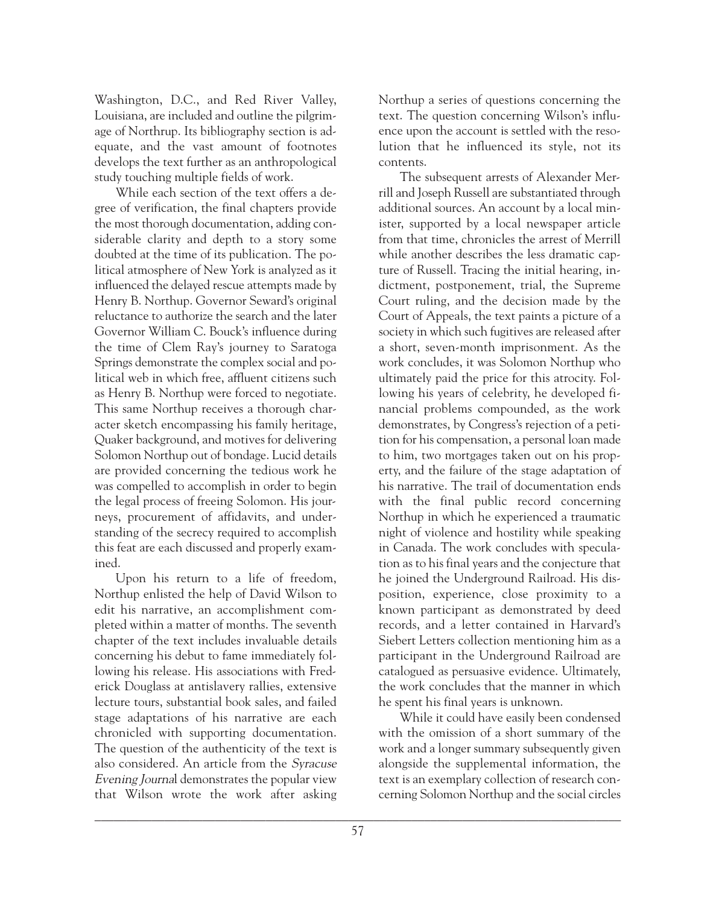Washington, D.C., and Red River Valley, Louisiana, are included and outline the pilgrimage of Northrup. Its bibliography section is adequate, and the vast amount of footnotes develops the text further as an anthropological study touching multiple fields of work.

While each section of the text offers a degree of verification, the final chapters provide the most thorough documentation, adding considerable clarity and depth to a story some doubted at the time of its publication. The political atmosphere of New York is analyzed as it influenced the delayed rescue attempts made by Henry B. Northup. Governor Seward's original reluctance to authorize the search and the later Governor William C. Bouck's influence during the time of Clem Ray's journey to Saratoga Springs demonstrate the complex social and political web in which free, affluent citizens such as Henry B. Northup were forced to negotiate. This same Northup receives a thorough character sketch encompassing his family heritage, Quaker background, and motives for delivering Solomon Northup out of bondage. Lucid details are provided concerning the tedious work he was compelled to accomplish in order to begin the legal process of freeing Solomon. His journeys, procurement of affidavits, and understanding of the secrecy required to accomplish this feat are each discussed and properly examined.

Upon his return to a life of freedom, Northup enlisted the help of David Wilson to edit his narrative, an accomplishment completed within a matter of months. The seventh chapter of the text includes invaluable details concerning his debut to fame immediately following his release. His associations with Frederick Douglass at antislavery rallies, extensive lecture tours, substantial book sales, and failed stage adaptations of his narrative are each chronicled with supporting documentation. The question of the authenticity of the text is also considered. An article from the *Syracuse Evening Journal* demonstrates the popular view that Wilson wrote the work after asking Northup a series of questions concerning the text. The question concerning Wilson's influence upon the account is settled with the resolution that he influenced its style, not its contents.

The subsequent arrests of Alexander Merrill and Joseph Russell are substantiated through additional sources. An account by a local minister, supported by a local newspaper article from that time, chronicles the arrest of Merrill while another describes the less dramatic capture of Russell. Tracing the initial hearing, indictment, postponement, trial, the Supreme Court ruling, and the decision made by the Court of Appeals, the text paints a picture of a society in which such fugitives are released after a short, seven-month imprisonment. As the work concludes, it was Solomon Northup who ultimately paid the price for this atrocity. Following his years of celebrity, he developed financial problems compounded, as the work demonstrates, by Congress's rejection of a petition for his compensation, a personal loan made to him, two mortgages taken out on his property, and the failure of the stage adaptation of his narrative. The trail of documentation ends with the final public record concerning Northup in which he experienced a traumatic night of violence and hostility while speaking in Canada. The work concludes with speculation as to his final years and the conjecture that he joined the Underground Railroad. His disposition, experience, close proximity to a known participant as demonstrated by deed records, and a letter contained in Harvard's Siebert Letters collection mentioning him as a participant in the Underground Railroad are catalogued as persuasive evidence. Ultimately, the work concludes that the manner in which he spent his final years is unknown.

While it could have easily been condensed with the omission of a short summary of the work and a longer summary subsequently given alongside the supplemental information, the text is an exemplary collection of research concerning Solomon Northup and the social circles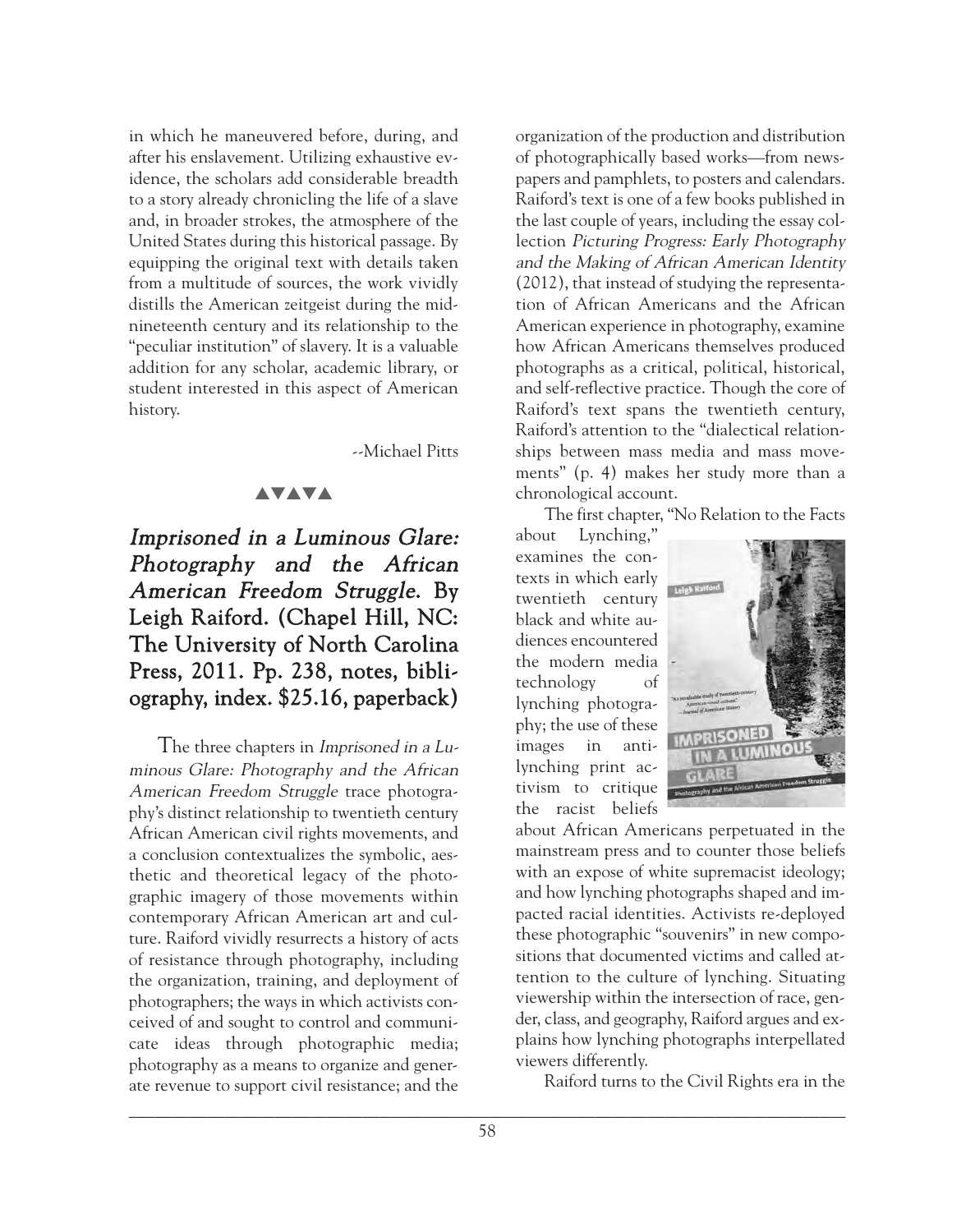in which he maneuvered before, during, and after his enslavement. Utilizing exhaustive evidence, the scholars add considerable breadth to a story already chronicling the life of a slave and, in broader strokes, the atmosphere of the United States during this historical passage. By equipping the original text with details taken from a multitude of sources, the work vividly distills the American zeitgeist during the mid-nineteenth century and its relationship to the "peculiar institution" of slavery. It is a valuable addition for any scholar, academic library, or student interested in this aspect of American history.

--Michael Pitts

▲▼▲▼▲

## *Imprisoned in a Luminous Glare: Photography and the African American Freedom Struggle*. By Leigh Raiford. (Chapel Hill, NC: The University of North Carolina Press, 2011. Pp. 238, notes, bibliography, index. $25.16, paperback)

The three chapters in *Imprisoned in a Luminous Glare: Photography and the African American Freedom Struggle* trace photography's distinct relationship to twentieth century African American civil rights movements, and a conclusion contextualizes the symbolic, aesthetic and theoretical legacy of the photographic imagery of those movements within contemporary African American art and culture. Raiford vividly resurrects a history of acts of resistance through photography, including the organization, training, and deployment of photographers; the ways in which activists conceived of and sought to control and communicate ideas through photographic media; photography as a means to organize and generate revenue to support civil resistance; and the organization of the production and distribution of photographically based works—from newspapers and pamphlets, to posters and calendars. Raiford's text is one of a few books published in the last couple of years, including the essay collection *Picturing Progress: Early Photography and the Making of African American Identity* (2012), that instead of studying the representation of African Americans and the African American experience in photography, examine how African Americans themselves produced photographs as a critical, political, historical, and self-reflective practice. Though the core of Raiford's text spans the twentieth century, Raiford's attention to the "dialectical relationships between mass media and mass movements" (p. 4) makes her study more than a chronological account.

The first chapter, "No Relation to the Facts about Lynching," examines the contexts in which early twentieth century black and white audiences encountered the modern media technology of lynching photography; the use of these images in anti-lynching print activism to critique the racist beliefs about African Americans perpetuated in the mainstream press and to counter those beliefs with an expose of white supremacist ideology; and how lynching photographs shaped and impacted racial identities. Activists re-deployed these photographic "souvenirs" in new compositions that documented victims and called attention to the culture of lynching. Situating viewership within the intersection of race, gender, class, and geography, Raiford argues and explains how lynching photographs interpellated viewers differently.

Raiford turns to the Civil Rights era in the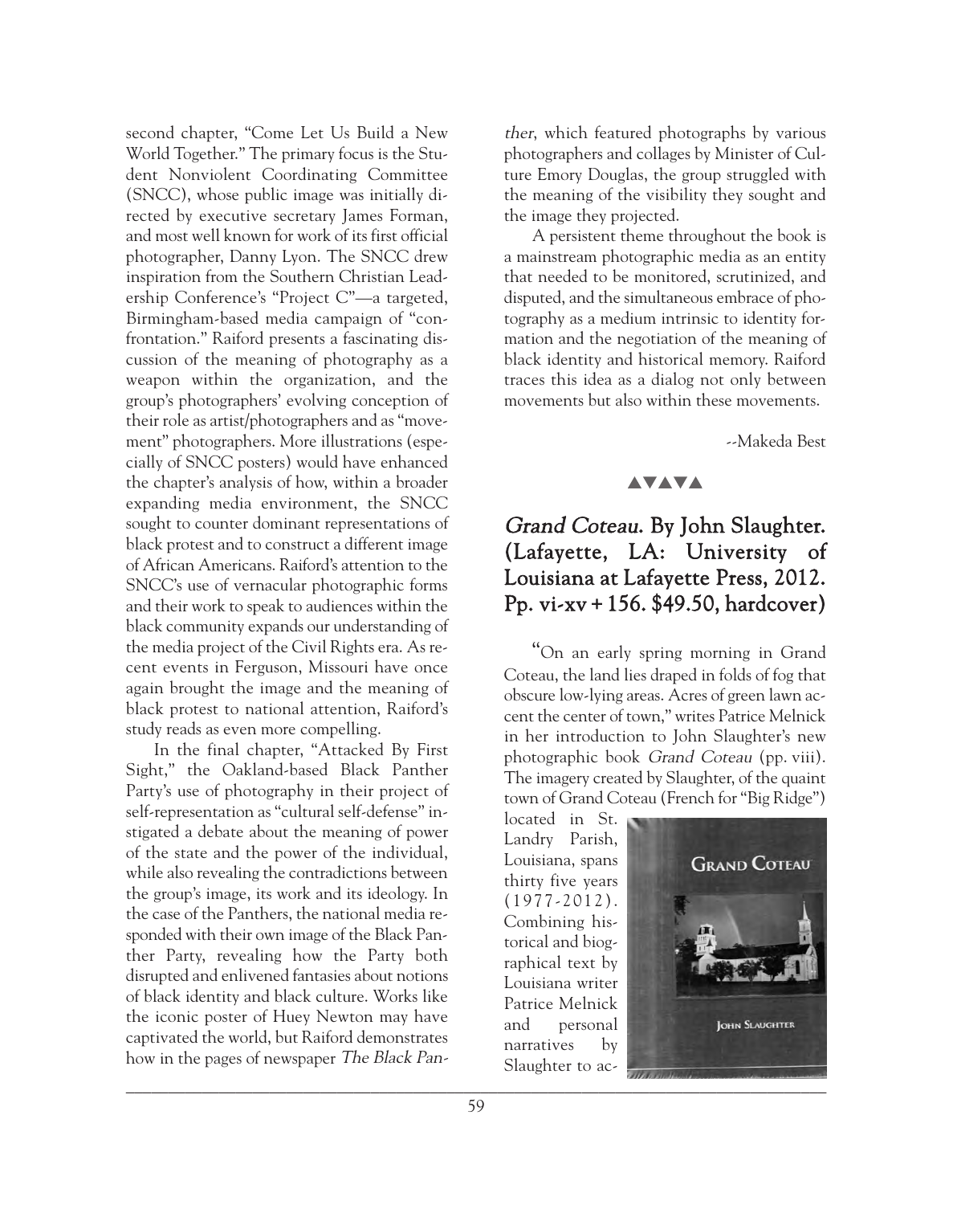second chapter, "Come Let Us Build a New World Together." The primary focus is the Student Nonviolent Coordinating Committee (SNCC), whose public image was initially directed by executive secretary James Forman, and most well known for work of its first official photographer, Danny Lyon. The SNCC drew inspiration from the Southern Christian Leadership Conference's "Project C"—a targeted, Birmingham-based media campaign of "confrontation." Raiford presents a fascinating discussion of the meaning of photography as a weapon within the organization, and the group's photographers' evolving conception of their role as artist/photographers and as "movement" photographers. More illustrations (especially of SNCC posters) would have enhanced the chapter's analysis of how, within a broader expanding media environment, the SNCC sought to counter dominant representations of black protest and to construct a different image of African Americans. Raiford's attention to the SNCC's use of vernacular photographic forms and their work to speak to audiences within the black community expands our understanding of the media project of the Civil Rights era. As recent events in Ferguson, Missouri have once again brought the image and the meaning of black protest to national attention, Raiford's study reads as even more compelling.

In the final chapter, "Attacked By First Sight," the Oakland-based Black Panther Party's use of photography in their project of self-representation as "cultural self-defense" instigated a debate about the meaning of power of the state and the power of the individual, while also revealing the contradictions between the group's image, its work and its ideology. In the case of the Panthers, the national media responded with their own image of the Black Panther Party, revealing how the Party both disrupted and enlivened fantasies about notions of black identity and black culture. Works like the iconic poster of Huey Newton may have captivated the world, but Raiford demonstrates how in the pages of newspaper *The Black Panther*, which featured photographs by various photographers and collages by Minister of Culture Emory Douglas, the group struggled with the meaning of the visibility they sought and the image they projected.

A persistent theme throughout the book is a mainstream photographic media as an entity that needed to be monitored, scrutinized, and disputed, and the simultaneous embrace of photography as a medium intrinsic to identity formation and the negotiation of the meaning of black identity and historical memory. Raiford traces this idea as a dialog not only between movements but also within these movements.

--Makeda Best

▲▼▲▼▲

## *Grand Coteau*. By John Slaughter. (Lafayette, LA: University of Louisiana at Lafayette Press, 2012. Pp. vi-xv + 156. $49.50, hardcover)

"On an early spring morning in Grand Coteau, the land lies draped in folds of fog that obscure low-lying areas. Acres of green lawn accent the center of town," writes Patrice Melnick in her introduction to John Slaughter's new photographic book *Grand Coteau* (pp. viii). The imagery created by Slaughter, of the quaint town of Grand Coteau (French for "Big Ridge") located in St. Landry Parish, Louisiana, spans thirty five years (1977-2012). Combining historical and biographical text by Louisiana writer Patrice Melnick and personal narratives by Slaughter to ac-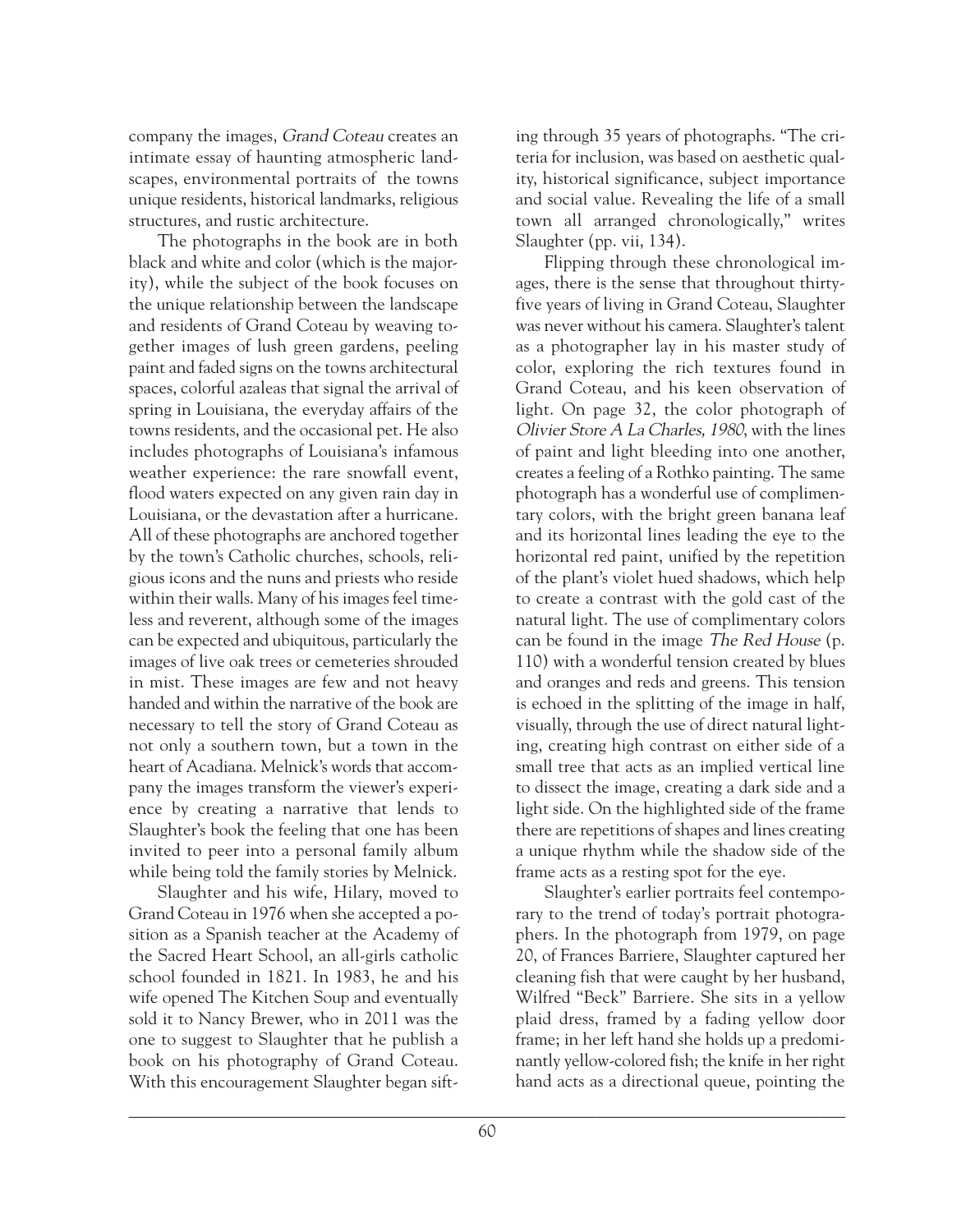company the images, *Grand Coteau* creates an intimate essay of haunting atmospheric landscapes, environmental portraits of the towns unique residents, historical landmarks, religious structures, and rustic architecture.

The photographs in the book are in both black and white and color (which is the majority), while the subject of the book focuses on the unique relationship between the landscape and residents of Grand Coteau by weaving together images of lush green gardens, peeling paint and faded signs on the towns architectural spaces, colorful azaleas that signal the arrival of spring in Louisiana, the everyday affairs of the towns residents, and the occasional pet. He also includes photographs of Louisiana's infamous weather experience: the rare snowfall event, flood waters expected on any given rain day in Louisiana, or the devastation after a hurricane. All of these photographs are anchored together by the town's Catholic churches, schools, religious icons and the nuns and priests who reside within their walls. Many of his images feel timeless and reverent, although some of the images can be expected and ubiquitous, particularly the images of live oak trees or cemeteries shrouded in mist. These images are few and not heavy handed and within the narrative of the book are necessary to tell the story of Grand Coteau as not only a southern town, but a town in the heart of Acadiana. Melnick's words that accompany the images transform the viewer's experience by creating a narrative that lends to Slaughter's book the feeling that one has been invited to peer into a personal family album while being told the family stories by Melnick.

Slaughter and his wife, Hilary, moved to Grand Coteau in 1976 when she accepted a position as a Spanish teacher at the Academy of the Sacred Heart School, an all-girls catholic school founded in 1821. In 1983, he and his wife opened The Kitchen Soup and eventually sold it to Nancy Brewer, who in 2011 was the one to suggest to Slaughter that he publish a book on his photography of Grand Coteau. With this encouragement Slaughter began sifting through 35 years of photographs. "The criteria for inclusion, was based on aesthetic quality, historical significance, subject importance and social value. Revealing the life of a small town all arranged chronologically," writes Slaughter (pp. vii, 134).

Flipping through these chronological images, there is the sense that throughout thirty-five years of living in Grand Coteau, Slaughter was never without his camera. Slaughter's talent as a photographer lay in his master study of color, exploring the rich textures found in Grand Coteau, and his keen observation of light. On page 32, the color photograph of *Olivier Store A La Charles, 1980*, with the lines of paint and light bleeding into one another, creates a feeling of a Rothko painting. The same photograph has a wonderful use of complimentary colors, with the bright green banana leaf and its horizontal lines leading the eye to the horizontal red paint, unified by the repetition of the plant's violet hued shadows, which help to create a contrast with the gold cast of the natural light. The use of complimentary colors can be found in the image *The Red House* (p. 110) with a wonderful tension created by blues and oranges and reds and greens. This tension is echoed in the splitting of the image in half, visually, through the use of direct natural lighting, creating high contrast on either side of a small tree that acts as an implied vertical line to dissect the image, creating a dark side and a light side. On the highlighted side of the frame there are repetitions of shapes and lines creating a unique rhythm while the shadow side of the frame acts as a resting spot for the eye.

Slaughter's earlier portraits feel contemporary to the trend of today's portrait photographers. In the photograph from 1979, on page 20, of Frances Barriere, Slaughter captured her cleaning fish that were caught by her husband, Wilfred "Beck" Barriere. She sits in a yellow plaid dress, framed by a fading yellow door frame; in her left hand she holds up a predominantly yellow-colored fish; the knife in her right hand acts as a directional queue, pointing the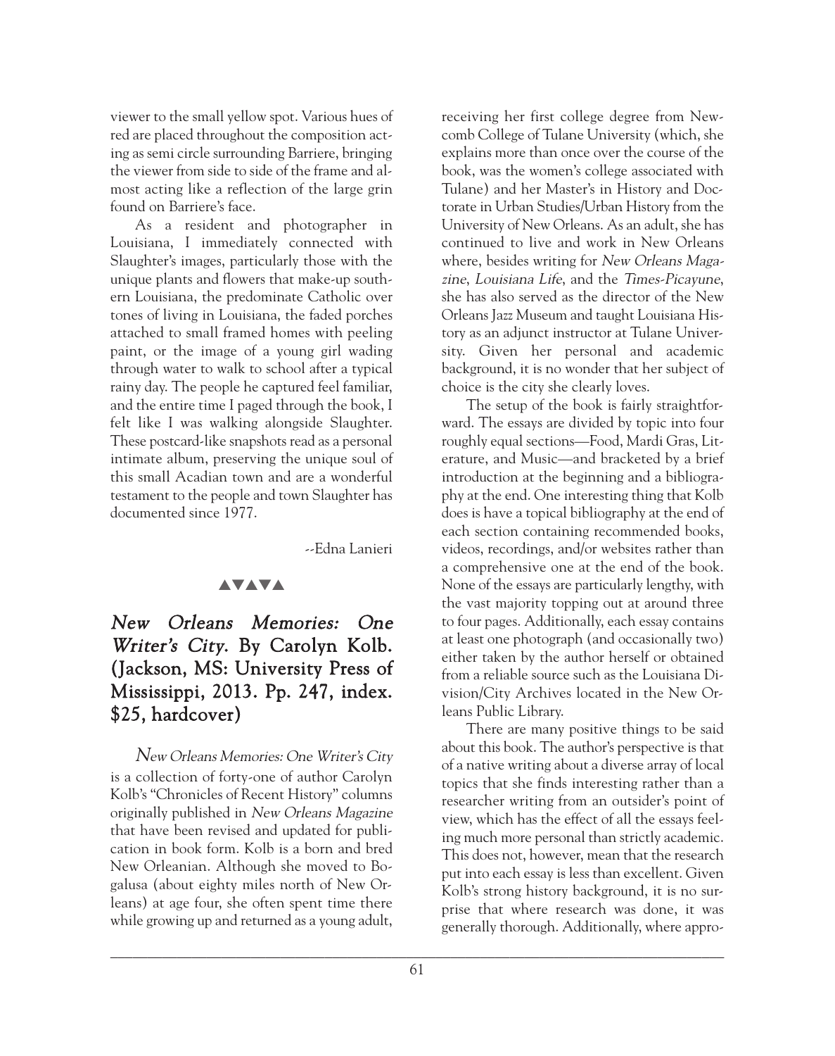viewer to the small yellow spot. Various hues of red are placed throughout the composition acting as semi circle surrounding Barriere, bringing the viewer from side to side of the frame and almost acting like a reflection of the large grin found on Barriere's face.

As a resident and photographer in Louisiana, I immediately connected with Slaughter's images, particularly those with the unique plants and flowers that make-up southern Louisiana, the predominate Catholic over tones of living in Louisiana, the faded porches attached to small framed homes with peeling paint, or the image of a young girl wading through water to walk to school after a typical rainy day. The people he captured feel familiar, and the entire time I paged through the book, I felt like I was walking alongside Slaughter. These postcard-like snapshots read as a personal intimate album, preserving the unique soul of this small Acadian town and are a wonderful testament to the people and town Slaughter has documented since 1977.

--Edna Lanieri

▲▼▲▼▲

## *New Orleans Memories: One Writer's City*. By Carolyn Kolb. (Jackson, MS: University Press of Mississippi, 2013. Pp. 247, index. $25, hardcover)

*New Orleans Memories: One Writer's City* is a collection of forty-one of author Carolyn Kolb's "Chronicles of Recent History" columns originally published in *New Orleans Magazine* that have been revised and updated for publication in book form. Kolb is a born and bred New Orleanian. Although she moved to Bogalusa (about eighty miles north of New Orleans) at age four, she often spent time there while growing up and returned as a young adult, receiving her first college degree from Newcomb College of Tulane University (which, she explains more than once over the course of the book, was the women's college associated with Tulane) and her Master's in History and Doctorate in Urban Studies/Urban History from the University of New Orleans. As an adult, she has continued to live and work in New Orleans where, besides writing for *New Orleans Magazine*, *Louisiana Life*, and the *Times-Picayune*, she has also served as the director of the New Orleans Jazz Museum and taught Louisiana History as an adjunct instructor at Tulane University. Given her personal and academic background, it is no wonder that her subject of choice is the city she clearly loves.

The setup of the book is fairly straightforward. The essays are divided by topic into four roughly equal sections—Food, Mardi Gras, Literature, and Music—and bracketed by a brief introduction at the beginning and a bibliography at the end. One interesting thing that Kolb does is have a topical bibliography at the end of each section containing recommended books, videos, recordings, and/or websites rather than a comprehensive one at the end of the book. None of the essays are particularly lengthy, with the vast majority topping out at around three to four pages. Additionally, each essay contains at least one photograph (and occasionally two) either taken by the author herself or obtained from a reliable source such as the Louisiana Division/City Archives located in the New Orleans Public Library.

There are many positive things to be said about this book. The author's perspective is that of a native writing about a diverse array of local topics that she finds interesting rather than a researcher writing from an outsider's point of view, which has the effect of all the essays feeling much more personal than strictly academic. This does not, however, mean that the research put into each essay is less than excellent. Given Kolb's strong history background, it is no surprise that where research was done, it was generally thorough. Additionally, where appro-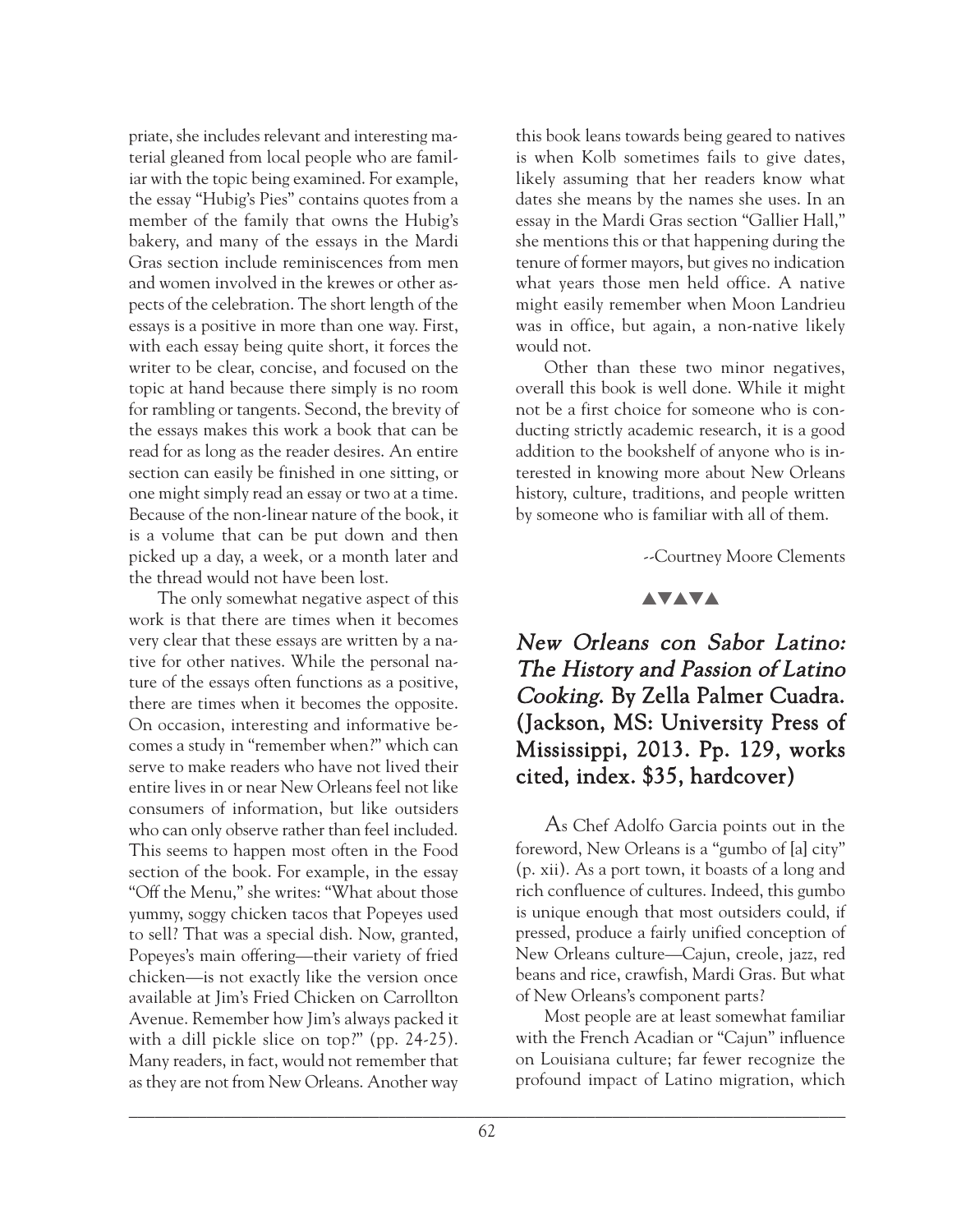priate, she includes relevant and interesting material gleaned from local people who are familiar with the topic being examined. For example, the essay "Hubig's Pies" contains quotes from a member of the family that owns the Hubig's bakery, and many of the essays in the Mardi Gras section include reminiscences from men and women involved in the krewes or other aspects of the celebration. The short length of the essays is a positive in more than one way. First, with each essay being quite short, it forces the writer to be clear, concise, and focused on the topic at hand because there simply is no room for rambling or tangents. Second, the brevity of the essays makes this work a book that can be read for as long as the reader desires. An entire section can easily be finished in one sitting, or one might simply read an essay or two at a time. Because of the non-linear nature of the book, it is a volume that can be put down and then picked up a day, a week, or a month later and the thread would not have been lost.

The only somewhat negative aspect of this work is that there are times when it becomes very clear that these essays are written by a native for other natives. While the personal nature of the essays often functions as a positive, there are times when it becomes the opposite. On occasion, interesting and informative becomes a study in "remember when?" which can serve to make readers who have not lived their entire lives in or near New Orleans feel not like consumers of information, but like outsiders who can only observe rather than feel included. This seems to happen most often in the Food section of the book. For example, in the essay "Off the Menu," she writes: "What about those yummy, soggy chicken tacos that Popeyes used to sell? That was a special dish. Now, granted, Popeyes's main offering—their variety of fried chicken—is not exactly like the version once available at Jim's Fried Chicken on Carrollton Avenue. Remember how Jim's always packed it with a dill pickle slice on top?" (pp. 24-25). Many readers, in fact, would not remember that as they are not from New Orleans. Another way this book leans towards being geared to natives is when Kolb sometimes fails to give dates, likely assuming that her readers know what dates she means by the names she uses. In an essay in the Mardi Gras section "Gallier Hall," she mentions this or that happening during the tenure of former mayors, but gives no indication what years those men held office. A native might easily remember when Moon Landrieu was in office, but again, a non-native likely would not.

Other than these two minor negatives, overall this book is well done. While it might not be a first choice for someone who is conducting strictly academic research, it is a good addition to the bookshelf of anyone who is interested in knowing more about New Orleans history, culture, traditions, and people written by someone who is familiar with all of them.

--Courtney Moore Clements

▲▼▲▼▲

## *New Orleans con Sabor Latino: The History and Passion of Latino Cooking.* By Zella Palmer Cuadra. (Jackson, MS: University Press of Mississippi, 2013. Pp. 129, works cited, index. $35, hardcover)

As Chef Adolfo Garcia points out in the foreword, New Orleans is a "gumbo of [a] city" (p. xii). As a port town, it boasts of a long and rich confluence of cultures. Indeed, this gumbo is unique enough that most outsiders could, if pressed, produce a fairly unified conception of New Orleans culture—Cajun, creole, jazz, red beans and rice, crawfish, Mardi Gras. But what of New Orleans's component parts?

Most people are at least somewhat familiar with the French Acadian or "Cajun" influence on Louisiana culture; far fewer recognize the profound impact of Latino migration, which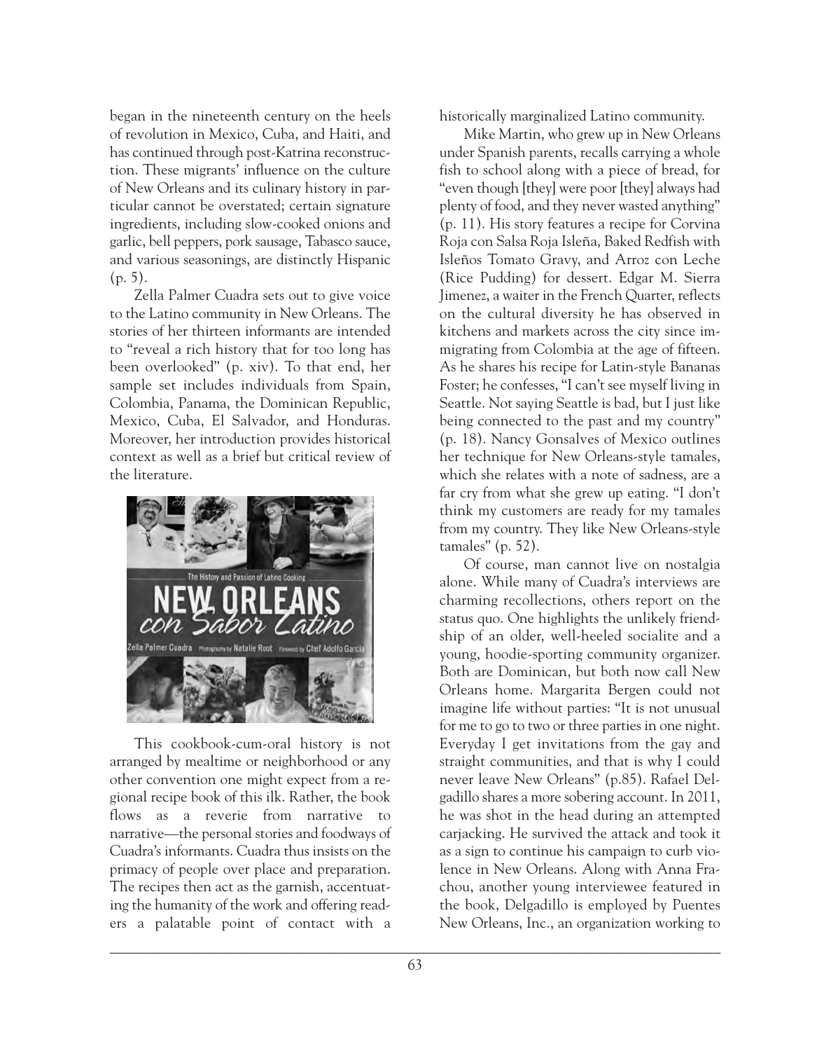began in the nineteenth century on the heels of revolution in Mexico, Cuba, and Haiti, and has continued through post-Katrina reconstruction. These migrants' influence on the culture of New Orleans and its culinary history in particular cannot be overstated; certain signature ingredients, including slow-cooked onions and garlic, bell peppers, pork sausage, Tabasco sauce, and various seasonings, are distinctly Hispanic (p. 5).

Zella Palmer Cuadra sets out to give voice to the Latino community in New Orleans. The stories of her thirteen informants are intended to "reveal a rich history that for too long has been overlooked" (p. xiv). To that end, her sample set includes individuals from Spain, Colombia, Panama, the Dominican Republic, Mexico, Cuba, El Salvador, and Honduras. Moreover, her introduction provides historical context as well as a brief but critical review of the literature.

This cookbook-cum-oral history is not arranged by mealtime or neighborhood or any other convention one might expect from a regional recipe book of this ilk. Rather, the book flows as a reverie from narrative to narrative—the personal stories and foodways of Cuadra's informants. Cuadra thus insists on the primacy of people over place and preparation. The recipes then act as the garnish, accentuating the humanity of the work and offering readers a palatable point of contact with a historically marginalized Latino community.

Mike Martin, who grew up in New Orleans under Spanish parents, recalls carrying a whole fish to school along with a piece of bread, for "even though [they] were poor [they] always had plenty of food, and they never wasted anything" (p. 11). His story features a recipe for Corvina Roja con Salsa Roja Isleña, Baked Redfish with Isleños Tomato Gravy, and Arroz con Leche (Rice Pudding) for dessert. Edgar M. Sierra Jimenez, a waiter in the French Quarter, reflects on the cultural diversity he has observed in kitchens and markets across the city since immigrating from Colombia at the age of fifteen. As he shares his recipe for Latin-style Bananas Foster; he confesses, "I can't see myself living in Seattle. Not saying Seattle is bad, but I just like being connected to the past and my country" (p. 18). Nancy Gonsalves of Mexico outlines her technique for New Orleans-style tamales, which she relates with a note of sadness, are a far cry from what she grew up eating. "I don't think my customers are ready for my tamales from my country. They like New Orleans-style tamales" (p. 52).

Of course, man cannot live on nostalgia alone. While many of Cuadra's interviews are charming recollections, others report on the status quo. One highlights the unlikely friendship of an older, well-heeled socialite and a young, hoodie-sporting community organizer. Both are Dominican, but both now call New Orleans home. Margarita Bergen could not imagine life without parties: "It is not unusual for me to go to two or three parties in one night. Everyday I get invitations from the gay and straight communities, and that is why I could never leave New Orleans" (p.85). Rafael Delgadillo shares a more sobering account. In 2011, he was shot in the head during an attempted carjacking. He survived the attack and took it as a sign to continue his campaign to curb violence in New Orleans. Along with Anna Frachou, another young interviewee featured in the book, Delgadillo is employed by Puentes New Orleans, Inc., an organization working to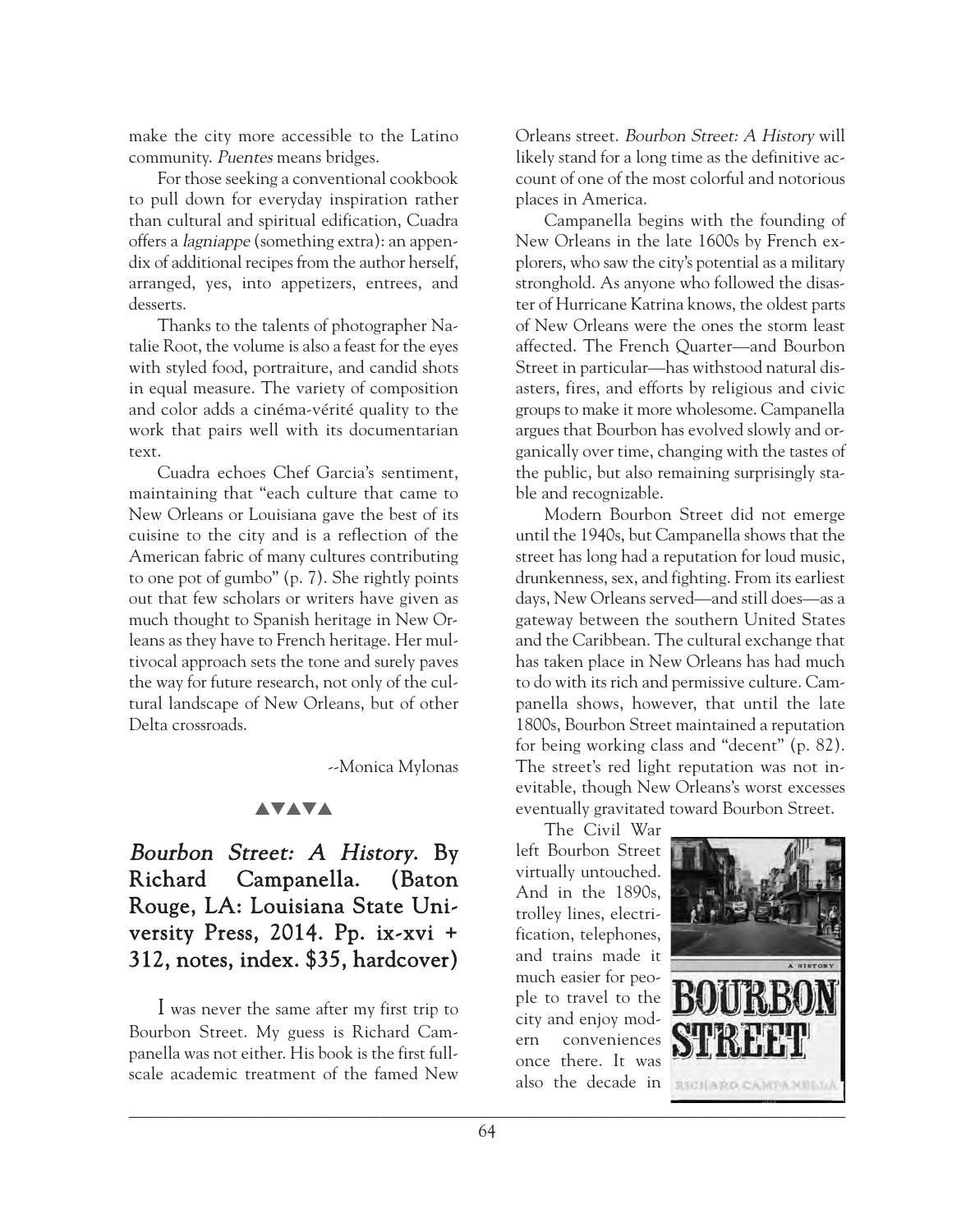make the city more accessible to the Latino community. *Puentes* means bridges.

For those seeking a conventional cookbook to pull down for everyday inspiration rather than cultural and spiritual edification, Cuadra offers a *lagniappe* (something extra): an appendix of additional recipes from the author herself, arranged, yes, into appetizers, entrees, and desserts.

Thanks to the talents of photographer Natalie Root, the volume is also a feast for the eyes with styled food, portraiture, and candid shots in equal measure. The variety of composition and color adds a cinéma-vérité quality to the work that pairs well with its documentarian text.

Cuadra echoes Chef Garcia's sentiment, maintaining that "each culture that came to New Orleans or Louisiana gave the best of its cuisine to the city and is a reflection of the American fabric of many cultures contributing to one pot of gumbo" (p. 7). She rightly points out that few scholars or writers have given as much thought to Spanish heritage in New Orleans as they have to French heritage. Her multivocal approach sets the tone and surely paves the way for future research, not only of the cultural landscape of New Orleans, but of other Delta crossroads.

--Monica Mylonas

▲▼▲▼▲

## *Bourbon Street: A History.* By Richard Campanella. (Baton Rouge, LA: Louisiana State University Press, 2014. Pp. ix-xvi + 312, notes, index. $35, hardcover)

I was never the same after my first trip to Bourbon Street. My guess is Richard Campanella was not either. His book is the first full-scale academic treatment of the famed New Orleans street. *Bourbon Street: A History* will likely stand for a long time as the definitive account of one of the most colorful and notorious places in America.

Campanella begins with the founding of New Orleans in the late 1600s by French explorers, who saw the city's potential as a military stronghold. As anyone who followed the disaster of Hurricane Katrina knows, the oldest parts of New Orleans were the ones the storm least affected. The French Quarter—and Bourbon Street in particular—has withstood natural disasters, fires, and efforts by religious and civic groups to make it more wholesome. Campanella argues that Bourbon has evolved slowly and organically over time, changing with the tastes of the public, but also remaining surprisingly stable and recognizable.

Modern Bourbon Street did not emerge until the 1940s, but Campanella shows that the street has long had a reputation for loud music, drunkenness, sex, and fighting. From its earliest days, New Orleans served—and still does—as a gateway between the southern United States and the Caribbean. The cultural exchange that has taken place in New Orleans has had much to do with its rich and permissive culture. Campanella shows, however, that until the late 1800s, Bourbon Street maintained a reputation for being working class and "decent" (p. 82). The street's red light reputation was not inevitable, though New Orleans's worst excesses eventually gravitated toward Bourbon Street.

The Civil War left Bourbon Street virtually untouched. And in the 1890s, trolley lines, electrification, telephones, and trains made it much easier for people to travel to the city and enjoy modern conveniences once there. It was also the decade in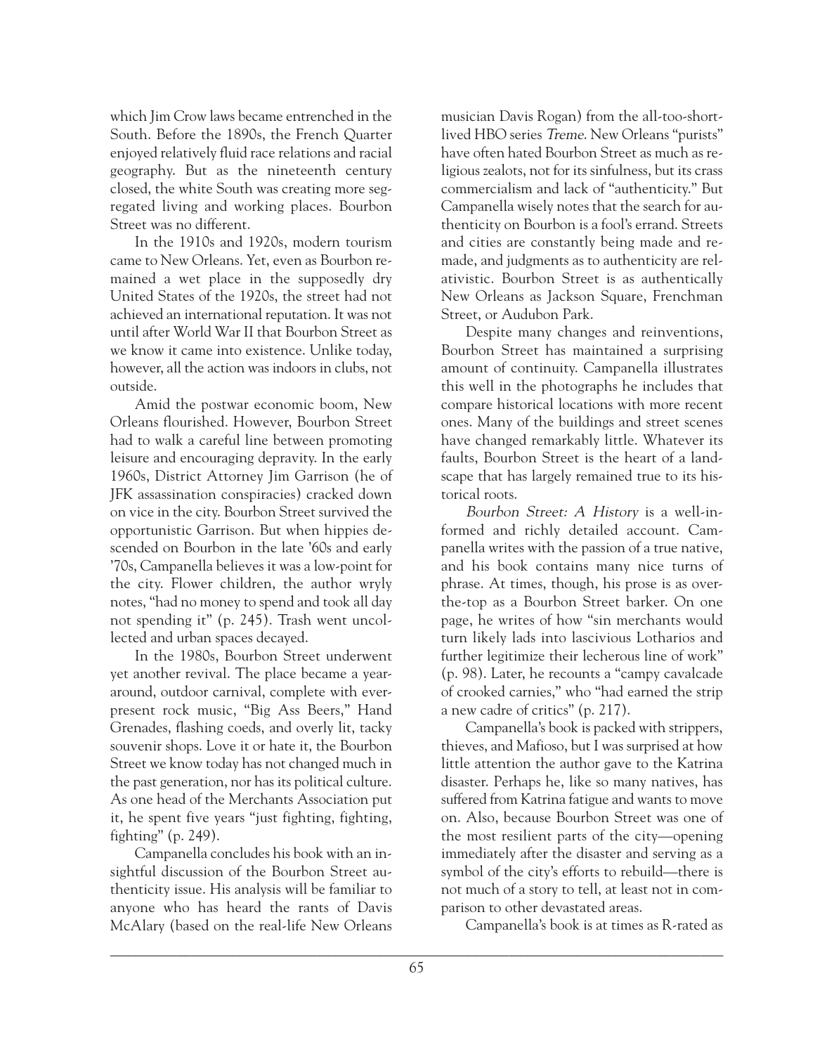which Jim Crow laws became entrenched in the South. Before the 1890s, the French Quarter enjoyed relatively fluid race relations and racial geography. But as the nineteenth century closed, the white South was creating more segregated living and working places. Bourbon Street was no different.

In the 1910s and 1920s, modern tourism came to New Orleans. Yet, even as Bourbon remained a wet place in the supposedly dry United States of the 1920s, the street had not achieved an international reputation. It was not until after World War II that Bourbon Street as we know it came into existence. Unlike today, however, all the action was indoors in clubs, not outside.

Amid the postwar economic boom, New Orleans flourished. However, Bourbon Street had to walk a careful line between promoting leisure and encouraging depravity. In the early 1960s, District Attorney Jim Garrison (he of JFK assassination conspiracies) cracked down on vice in the city. Bourbon Street survived the opportunistic Garrison. But when hippies descended on Bourbon in the late '60s and early '70s, Campanella believes it was a low-point for the city. Flower children, the author wryly notes, "had no money to spend and took all day not spending it" (p. 245). Trash went uncollected and urban spaces decayed.

In the 1980s, Bourbon Street underwent yet another revival. The place became a year-around, outdoor carnival, complete with ever-present rock music, "Big Ass Beers," Hand Grenades, flashing coeds, and overly lit, tacky souvenir shops. Love it or hate it, the Bourbon Street we know today has not changed much in the past generation, nor has its political culture. As one head of the Merchants Association put it, he spent five years "just fighting, fighting, fighting" (p. 249).

Campanella concludes his book with an insightful discussion of the Bourbon Street authenticity issue. His analysis will be familiar to anyone who has heard the rants of Davis McAlary (based on the real-life New Orleans musician Davis Rogan) from the all-too-short-lived HBO series *Treme*. New Orleans "purists" have often hated Bourbon Street as much as religious zealots, not for its sinfulness, but its crass commercialism and lack of "authenticity." But Campanella wisely notes that the search for authenticity on Bourbon is a fool's errand. Streets and cities are constantly being made and remade, and judgments as to authenticity are relativistic. Bourbon Street is as authentically New Orleans as Jackson Square, Frenchman Street, or Audubon Park.

Despite many changes and reinventions, Bourbon Street has maintained a surprising amount of continuity. Campanella illustrates this well in the photographs he includes that compare historical locations with more recent ones. Many of the buildings and street scenes have changed remarkably little. Whatever its faults, Bourbon Street is the heart of a landscape that has largely remained true to its historical roots.

*Bourbon Street: A History* is a well-informed and richly detailed account. Campanella writes with the passion of a true native, and his book contains many nice turns of phrase. At times, though, his prose is as over-the-top as a Bourbon Street barker. On one page, he writes of how "sin merchants would turn likely lads into lascivious Lotharios and further legitimize their lecherous line of work" (p. 98). Later, he recounts a "campy cavalcade of crooked carnies," who "had earned the strip a new cadre of critics" (p. 217).

Campanella's book is packed with strippers, thieves, and Mafioso, but I was surprised at how little attention the author gave to the Katrina disaster. Perhaps he, like so many natives, has suffered from Katrina fatigue and wants to move on. Also, because Bourbon Street was one of the most resilient parts of the city—opening immediately after the disaster and serving as a symbol of the city's efforts to rebuild—there is not much of a story to tell, at least not in comparison to other devastated areas.

Campanella's book is at times as R-rated as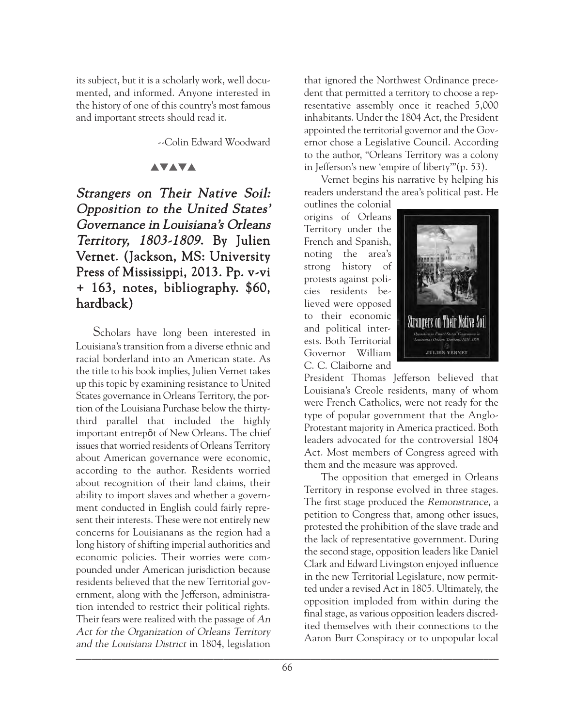its subject, but it is a scholarly work, well documented, and informed. Anyone interested in the history of one of this country's most famous and important streets should read it.

--Colin Edward Woodward

▲▼▲▼▲

## *Strangers on Their Native Soil: Opposition to the United States' Governance in Louisiana's Orleans Territory, 1803-1809*. By Julien Vernet. (Jackson, MS: University Press of Mississippi, 2013. Pp. v-vi + 163, notes, bibliography. $60, hardback)

Scholars have long been interested in Louisiana's transition from a diverse ethnic and racial borderland into an American state. As the title to his book implies, Julien Vernet takes up this topic by examining resistance to United States governance in Orleans Territory, the portion of the Louisiana Purchase below the thirty-third parallel that included the highly important entrepôt of New Orleans. The chief issues that worried residents of Orleans Territory about American governance were economic, according to the author. Residents worried about recognition of their land claims, their ability to import slaves and whether a government conducted in English could fairly represent their interests. These were not entirely new concerns for Louisianans as the region had a long history of shifting imperial authorities and economic policies. Their worries were compounded under American jurisdiction because residents believed that the new Territorial government, along with the Jefferson, administration intended to restrict their political rights. Their fears were realized with the passage of *An Act for the Organization of Orleans Territory and the Louisiana District* in 1804, legislation that ignored the Northwest Ordinance precedent that permitted a territory to choose a representative assembly once it reached 5,000 inhabitants. Under the 1804 Act, the President appointed the territorial governor and the Governor chose a Legislative Council. According to the author, "Orleans Territory was a colony in Jefferson's new 'empire of liberty'"(p. 53).

Vernet begins his narrative by helping his readers understand the area's political past. He outlines the colonial origins of Orleans Territory under the French and Spanish, noting the area's strong history of protests against policies residents believed were opposed to their economic and political interests. Both Territorial Governor William C. C. Claiborne and President Thomas Jefferson believed that Louisiana's Creole residents, many of whom were French Catholics, were not ready for the type of popular government that the Anglo-Protestant majority in America practiced. Both leaders advocated for the controversial 1804 Act. Most members of Congress agreed with them and the measure was approved.

The opposition that emerged in Orleans Territory in response evolved in three stages. The first stage produced the *Remonstrance*, a petition to Congress that, among other issues, protested the prohibition of the slave trade and the lack of representative government. During the second stage, opposition leaders like Daniel Clark and Edward Livingston enjoyed influence in the new Territorial Legislature, now permitted under a revised Act in 1805. Ultimately, the opposition imploded from within during the final stage, as various opposition leaders discredited themselves with their connections to the Aaron Burr Conspiracy or to unpopular local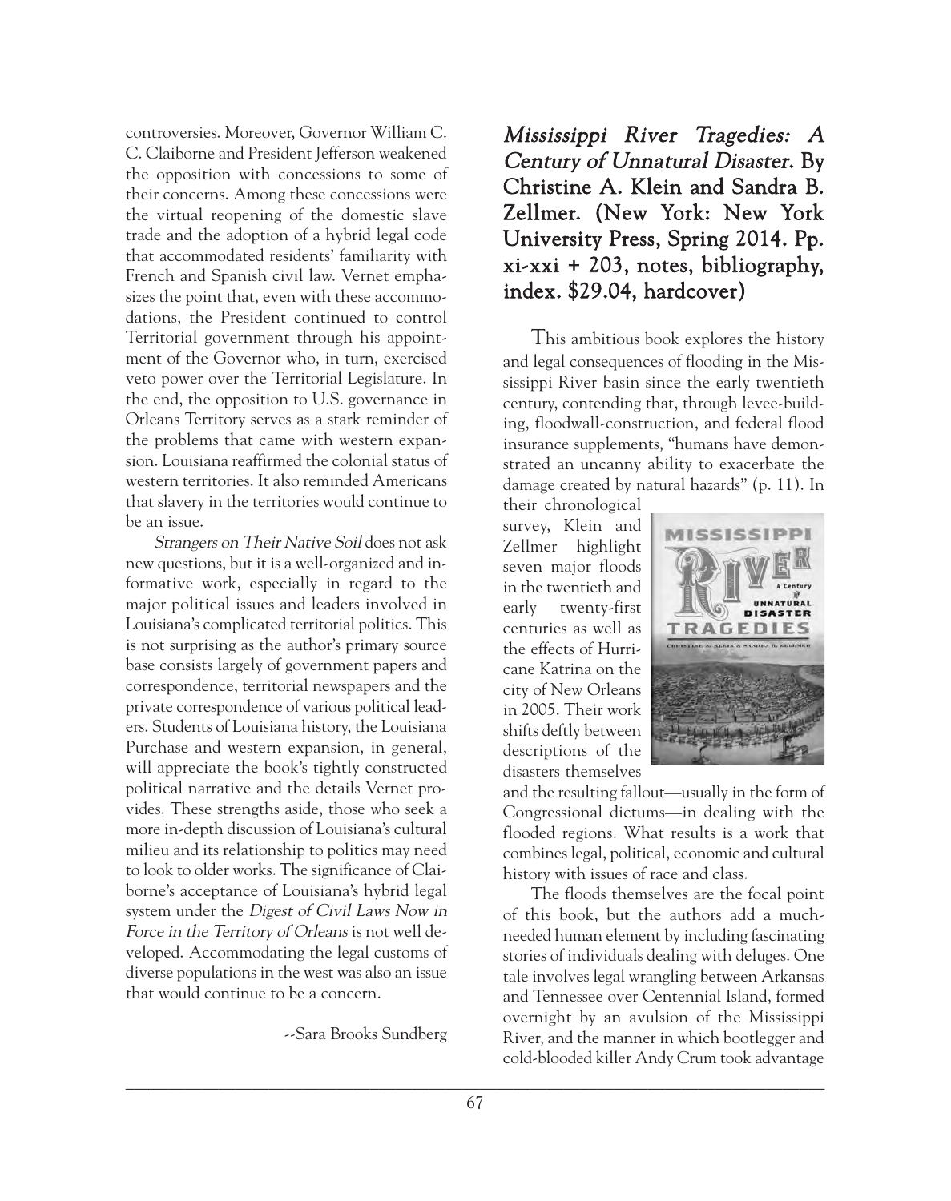controversies. Moreover, Governor William C. C. Claiborne and President Jefferson weakened the opposition with concessions to some of their concerns. Among these concessions were the virtual reopening of the domestic slave trade and the adoption of a hybrid legal code that accommodated residents' familiarity with French and Spanish civil law. Vernet emphasizes the point that, even with these accommodations, the President continued to control Territorial government through his appointment of the Governor who, in turn, exercised veto power over the Territorial Legislature. In the end, the opposition to U.S. governance in Orleans Territory serves as a stark reminder of the problems that came with western expansion. Louisiana reaffirmed the colonial status of western territories. It also reminded Americans that slavery in the territories would continue to be an issue.

*Strangers on Their Native Soil* does not ask new questions, but it is a well-organized and informative work, especially in regard to the major political issues and leaders involved in Louisiana's complicated territorial politics. This is not surprising as the author's primary source base consists largely of government papers and correspondence, territorial newspapers and the private correspondence of various political leaders. Students of Louisiana history, the Louisiana Purchase and western expansion, in general, will appreciate the book's tightly constructed political narrative and the details Vernet provides. These strengths aside, those who seek a more in-depth discussion of Louisiana's cultural milieu and its relationship to politics may need to look to older works. The significance of Claiborne's acceptance of Louisiana's hybrid legal system under the *Digest of Civil Laws Now in Force in the Territory of Orleans* is not well developed. Accommodating the legal customs of diverse populations in the west was also an issue that would continue to be a concern.

--Sara Brooks Sundberg

## *Mississippi River Tragedies: A Century of Unnatural Disaster*. By Christine A. Klein and Sandra B. Zellmer. (New York: New York University Press, Spring 2014. Pp. xi-xxi + 203, notes, bibliography, index. $29.04, hardcover)

This ambitious book explores the history and legal consequences of flooding in the Mississippi River basin since the early twentieth century, contending that, through levee-building, floodwall-construction, and federal flood insurance supplements, "humans have demonstrated an uncanny ability to exacerbate the damage created by natural hazards" (p. 11). In their chronological survey, Klein and Zellmer highlight seven major floods in the twentieth and early twenty-first centuries as well as the effects of Hurricane Katrina on the city of New Orleans in 2005. Their work shifts deftly between descriptions of the disasters themselves and the resulting fallout—usually in the form of Congressional dictums—in dealing with the flooded regions. What results is a work that combines legal, political, economic and cultural history with issues of race and class.

The floods themselves are the focal point of this book, but the authors add a much-needed human element by including fascinating stories of individuals dealing with deluges. One tale involves legal wrangling between Arkansas and Tennessee over Centennial Island, formed overnight by an avulsion of the Mississippi River, and the manner in which bootlegger and cold-blooded killer Andy Crum took advantage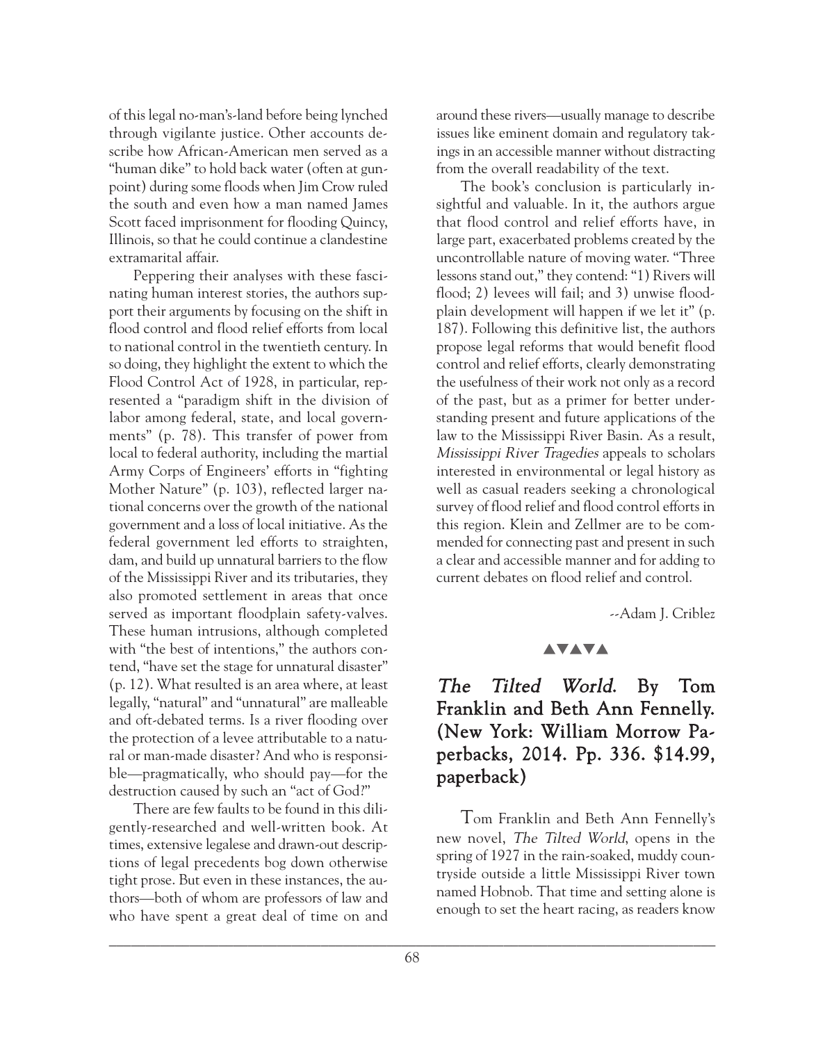of this legal no-man's-land before being lynched through vigilante justice. Other accounts describe how African-American men served as a "human dike" to hold back water (often at gunpoint) during some floods when Jim Crow ruled the south and even how a man named James Scott faced imprisonment for flooding Quincy, Illinois, so that he could continue a clandestine extramarital affair.

Peppering their analyses with these fascinating human interest stories, the authors support their arguments by focusing on the shift in flood control and flood relief efforts from local to national control in the twentieth century. In so doing, they highlight the extent to which the Flood Control Act of 1928, in particular, represented a "paradigm shift in the division of labor among federal, state, and local governments" (p. 78). This transfer of power from local to federal authority, including the martial Army Corps of Engineers' efforts in "fighting Mother Nature" (p. 103), reflected larger national concerns over the growth of the national government and a loss of local initiative. As the federal government led efforts to straighten, dam, and build up unnatural barriers to the flow of the Mississippi River and its tributaries, they also promoted settlement in areas that once served as important floodplain safety-valves. These human intrusions, although completed with "the best of intentions," the authors contend, "have set the stage for unnatural disaster" (p. 12). What resulted is an area where, at least legally, "natural" and "unnatural" are malleable and oft-debated terms. Is a river flooding over the protection of a levee attributable to a natural or man-made disaster? And who is responsible—pragmatically, who should pay—for the destruction caused by such an "act of God?"

There are few faults to be found in this diligently-researched and well-written book. At times, extensive legalese and drawn-out descriptions of legal precedents bog down otherwise tight prose. But even in these instances, the authors—both of whom are professors of law and who have spent a great deal of time on and around these rivers—usually manage to describe issues like eminent domain and regulatory takings in an accessible manner without distracting from the overall readability of the text.

The book's conclusion is particularly insightful and valuable. In it, the authors argue that flood control and relief efforts have, in large part, exacerbated problems created by the uncontrollable nature of moving water. "Three lessons stand out," they contend: "1) Rivers will flood; 2) levees will fail; and 3) unwise floodplain development will happen if we let it" (p. 187). Following this definitive list, the authors propose legal reforms that would benefit flood control and relief efforts, clearly demonstrating the usefulness of their work not only as a record of the past, but as a primer for better understanding present and future applications of the law to the Mississippi River Basin. As a result, *Mississippi River Tragedies* appeals to scholars interested in environmental or legal history as well as casual readers seeking a chronological survey of flood relief and flood control efforts in this region. Klein and Zellmer are to be commended for connecting past and present in such a clear and accessible manner and for adding to current debates on flood relief and control.

--Adam J. Criblez

▲▼▲▼▲

## *The Tilted World*. By Tom Franklin and Beth Ann Fennelly. (New York: William Morrow Paperbacks, 2014. Pp. 336. $14.99, paperback)

Tom Franklin and Beth Ann Fennelly's new novel, *The Tilted World*, opens in the spring of 1927 in the rain-soaked, muddy countryside outside a little Mississippi River town named Hobnob. That time and setting alone is enough to set the heart racing, as readers know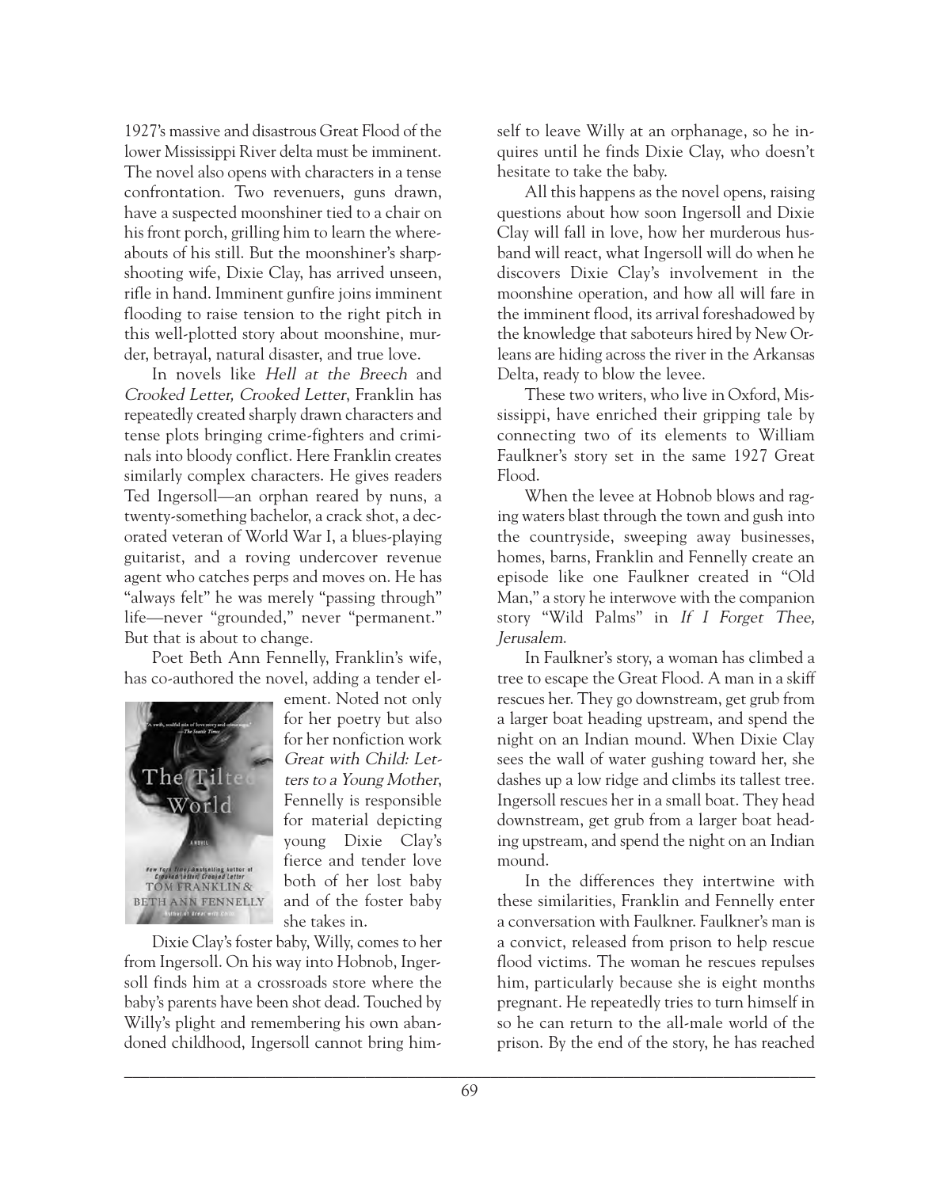1927's massive and disastrous Great Flood of the lower Mississippi River delta must be imminent. The novel also opens with characters in a tense confrontation. Two revenuers, guns drawn, have a suspected moonshiner tied to a chair on his front porch, grilling him to learn the whereabouts of his still. But the moonshiner's sharpshooting wife, Dixie Clay, has arrived unseen, rifle in hand. Imminent gunfire joins imminent flooding to raise tension to the right pitch in this well-plotted story about moonshine, murder, betrayal, natural disaster, and true love.

In novels like *Hell at the Breech* and *Crooked Letter, Crooked Letter*, Franklin has repeatedly created sharply drawn characters and tense plots bringing crime-fighters and criminals into bloody conflict. Here Franklin creates similarly complex characters. He gives readers Ted Ingersoll—an orphan reared by nuns, a twenty-something bachelor, a crack shot, a decorated veteran of World War I, a blues-playing guitarist, and a roving undercover revenue agent who catches perps and moves on. He has "always felt" he was merely "passing through" life—never "grounded," never "permanent." But that is about to change.

Poet Beth Ann Fennelly, Franklin's wife, has co-authored the novel, adding a tender element. Noted not only for her poetry but also for her nonfiction work *Great with Child: Letters to a Young Mother*, Fennelly is responsible for material depicting young Dixie Clay's fierce and tender love both of her lost baby and of the foster baby she takes in.

Dixie Clay's foster baby, Willy, comes to her from Ingersoll. On his way into Hobnob, Ingersoll finds him at a crossroads store where the baby's parents have been shot dead. Touched by Willy's plight and remembering his own abandoned childhood, Ingersoll cannot bring himself to leave Willy at an orphanage, so he inquires until he finds Dixie Clay, who doesn't hesitate to take the baby.

All this happens as the novel opens, raising questions about how soon Ingersoll and Dixie Clay will fall in love, how her murderous husband will react, what Ingersoll will do when he discovers Dixie Clay's involvement in the moonshine operation, and how all will fare in the imminent flood, its arrival foreshadowed by the knowledge that saboteurs hired by New Orleans are hiding across the river in the Arkansas Delta, ready to blow the levee.

These two writers, who live in Oxford, Mississippi, have enriched their gripping tale by connecting two of its elements to William Faulkner's story set in the same 1927 Great Flood.

When the levee at Hobnob blows and raging waters blast through the town and gush into the countryside, sweeping away businesses, homes, barns, Franklin and Fennelly create an episode like one Faulkner created in "Old Man," a story he interwove with the companion story "Wild Palms" in *If I Forget Thee, Jerusalem*.

In Faulkner's story, a woman has climbed a tree to escape the Great Flood. A man in a skiff rescues her. They go downstream, get grub from a larger boat heading upstream, and spend the night on an Indian mound. When Dixie Clay sees the wall of water gushing toward her, she dashes up a low ridge and climbs its tallest tree. Ingersoll rescues her in a small boat. They head downstream, get grub from a larger boat heading upstream, and spend the night on an Indian mound.

In the differences they intertwine with these similarities, Franklin and Fennelly enter a conversation with Faulkner. Faulkner's man is a convict, released from prison to help rescue flood victims. The woman he rescues repulses him, particularly because she is eight months pregnant. He repeatedly tries to turn himself in so he can return to the all-male world of the prison. By the end of the story, he has reached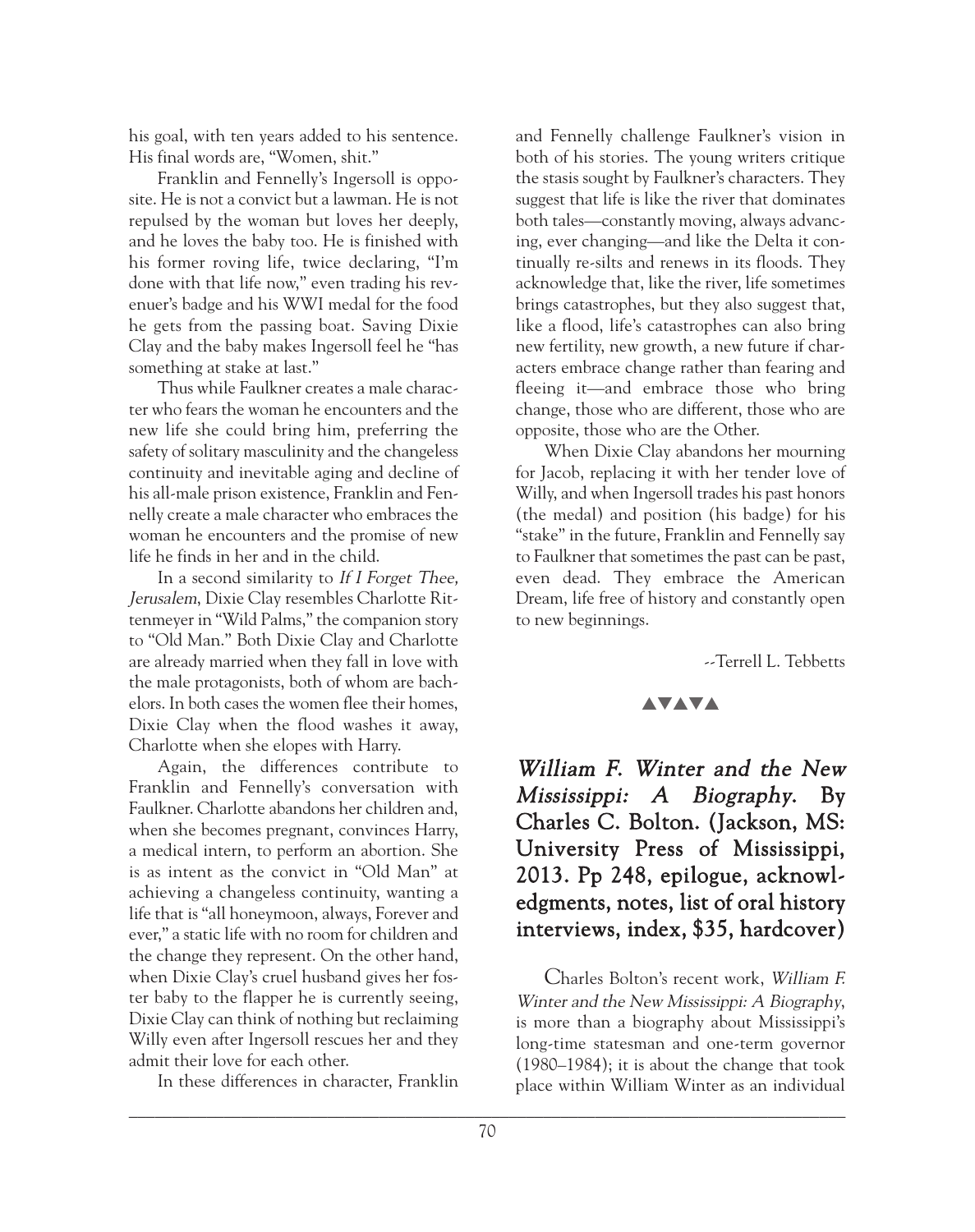his goal, with ten years added to his sentence. His final words are, "Women, shit."

Franklin and Fennelly's Ingersoll is opposite. He is not a convict but a lawman. He is not repulsed by the woman but loves her deeply, and he loves the baby too. He is finished with his former roving life, twice declaring, "I'm done with that life now," even trading his revenuer's badge and his WWI medal for the food he gets from the passing boat. Saving Dixie Clay and the baby makes Ingersoll feel he "has something at stake at last."

Thus while Faulkner creates a male character who fears the woman he encounters and the new life she could bring him, preferring the safety of solitary masculinity and the changeless continuity and inevitable aging and decline of his all-male prison existence, Franklin and Fennelly create a male character who embraces the woman he encounters and the promise of new life he finds in her and in the child.

In a second similarity to *If I Forget Thee, Jerusalem*, Dixie Clay resembles Charlotte Rittenmeyer in "Wild Palms," the companion story to "Old Man." Both Dixie Clay and Charlotte are already married when they fall in love with the male protagonists, both of whom are bachelors. In both cases the women flee their homes, Dixie Clay when the flood washes it away, Charlotte when she elopes with Harry.

Again, the differences contribute to Franklin and Fennelly's conversation with Faulkner. Charlotte abandons her children and, when she becomes pregnant, convinces Harry, a medical intern, to perform an abortion. She is as intent as the convict in "Old Man" at achieving a changeless continuity, wanting a life that is "all honeymoon, always, Forever and ever," a static life with no room for children and the change they represent. On the other hand, when Dixie Clay's cruel husband gives her foster baby to the flapper he is currently seeing, Dixie Clay can think of nothing but reclaiming Willy even after Ingersoll rescues her and they admit their love for each other.

In these differences in character, Franklin and Fennelly challenge Faulkner's vision in both of his stories. The young writers critique the stasis sought by Faulkner's characters. They suggest that life is like the river that dominates both tales—constantly moving, always advancing, ever changing—and like the Delta it continually re-silts and renews in its floods. They acknowledge that, like the river, life sometimes brings catastrophes, but they also suggest that, like a flood, life's catastrophes can also bring new fertility, new growth, a new future if characters embrace change rather than fearing and fleeing it—and embrace those who bring change, those who are different, those who are opposite, those who are the Other.

When Dixie Clay abandons her mourning for Jacob, replacing it with her tender love of Willy, and when Ingersoll trades his past honors (the medal) and position (his badge) for his "stake" in the future, Franklin and Fennelly say to Faulkner that sometimes the past can be past, even dead. They embrace the American Dream, life free of history and constantly open to new beginnings.

--Terrell L. Tebbetts

▲▼▲▼▲

## *William F. Winter and the New Mississippi: A Biography.* By Charles C. Bolton. (Jackson, MS: University Press of Mississippi, 2013. Pp 248, epilogue, acknowledgments, notes, list of oral history interviews, index, $35, hardcover)

Charles Bolton's recent work, *William F. Winter and the New Mississippi: A Biography*, is more than a biography about Mississippi's long-time statesman and one-term governor (1980–1984); it is about the change that took place within William Winter as an individual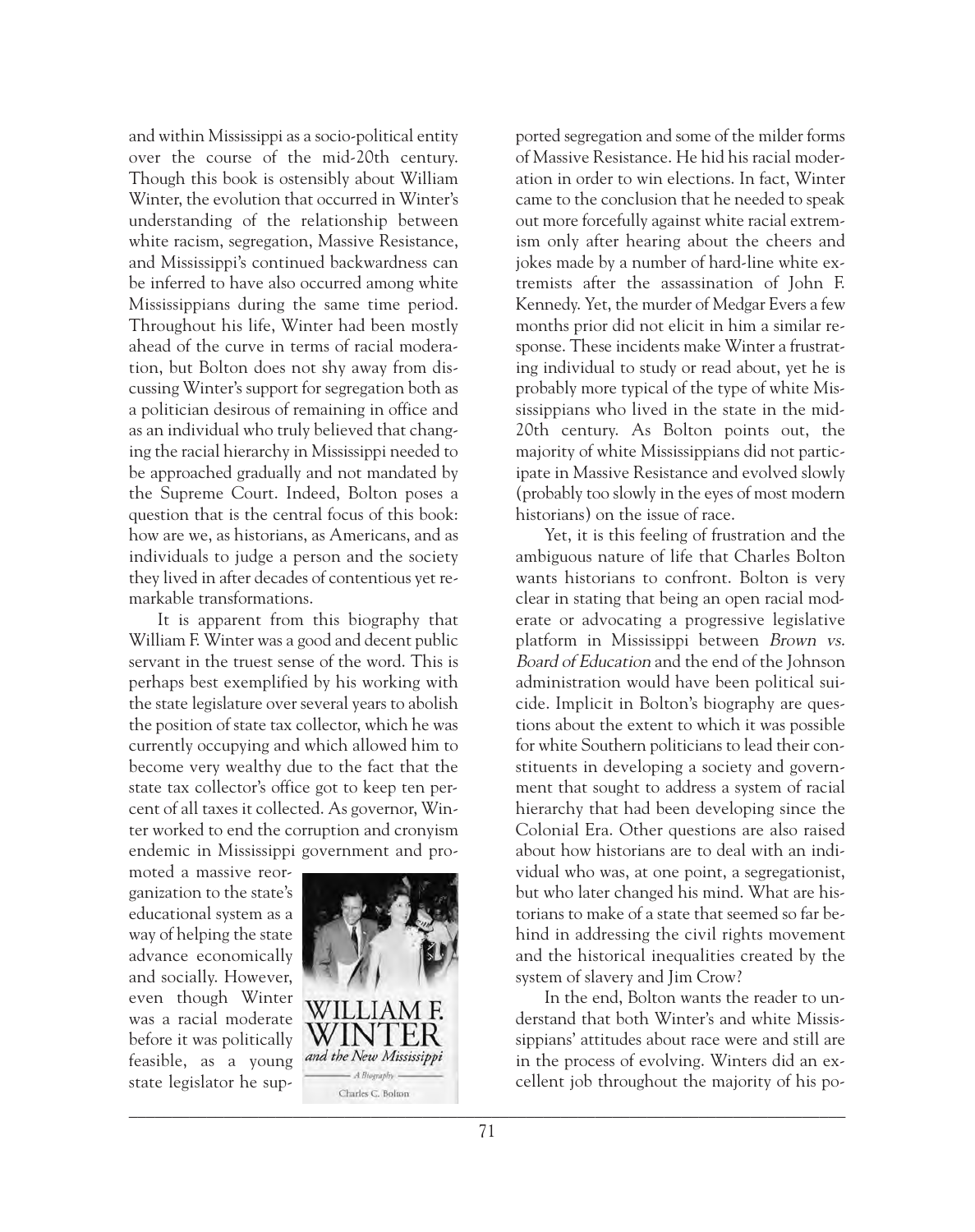and within Mississippi as a socio-political entity over the course of the mid-20th century. Though this book is ostensibly about William Winter, the evolution that occurred in Winter's understanding of the relationship between white racism, segregation, Massive Resistance, and Mississippi's continued backwardness can be inferred to have also occurred among white Mississippians during the same time period. Throughout his life, Winter had been mostly ahead of the curve in terms of racial moderation, but Bolton does not shy away from discussing Winter's support for segregation both as a politician desirous of remaining in office and as an individual who truly believed that changing the racial hierarchy in Mississippi needed to be approached gradually and not mandated by the Supreme Court. Indeed, Bolton poses a question that is the central focus of this book: how are we, as historians, as Americans, and as individuals to judge a person and the society they lived in after decades of contentious yet remarkable transformations.

It is apparent from this biography that William F. Winter was a good and decent public servant in the truest sense of the word. This is perhaps best exemplified by his working with the state legislature over several years to abolish the position of state tax collector, which he was currently occupying and which allowed him to become very wealthy due to the fact that the state tax collector's office got to keep ten percent of all taxes it collected. As governor, Winter worked to end the corruption and cronyism endemic in Mississippi government and promoted a massive reorganization to the state's educational system as a way of helping the state advance economically and socially. However, even though Winter was a racial moderate before it was politically feasible, as a young state legislator he supported segregation and some of the milder forms of Massive Resistance. He hid his racial moderation in order to win elections. In fact, Winter came to the conclusion that he needed to speak out more forcefully against white racial extremism only after hearing about the cheers and jokes made by a number of hard-line white extremists after the assassination of John F. Kennedy. Yet, the murder of Medgar Evers a few months prior did not elicit in him a similar response. These incidents make Winter a frustrating individual to study or read about, yet he is probably more typical of the type of white Mississippians who lived in the state in the mid-20th century. As Bolton points out, the majority of white Mississippians did not participate in Massive Resistance and evolved slowly (probably too slowly in the eyes of most modern historians) on the issue of race.

Yet, it is this feeling of frustration and the ambiguous nature of life that Charles Bolton wants historians to confront. Bolton is very clear in stating that being an open racial moderate or advocating a progressive legislative platform in Mississippi between *Brown vs. Board of Education* and the end of the Johnson administration would have been political suicide. Implicit in Bolton's biography are questions about the extent to which it was possible for white Southern politicians to lead their constituents in developing a society and government that sought to address a system of racial hierarchy that had been developing since the Colonial Era. Other questions are also raised about how historians are to deal with an individual who was, at one point, a segregationist, but who later changed his mind. What are historians to make of a state that seemed so far behind in addressing the civil rights movement and the historical inequalities created by the system of slavery and Jim Crow?

In the end, Bolton wants the reader to understand that both Winter's and white Mississippians' attitudes about race were and still are in the process of evolving. Winters did an excellent job throughout the majority of his po-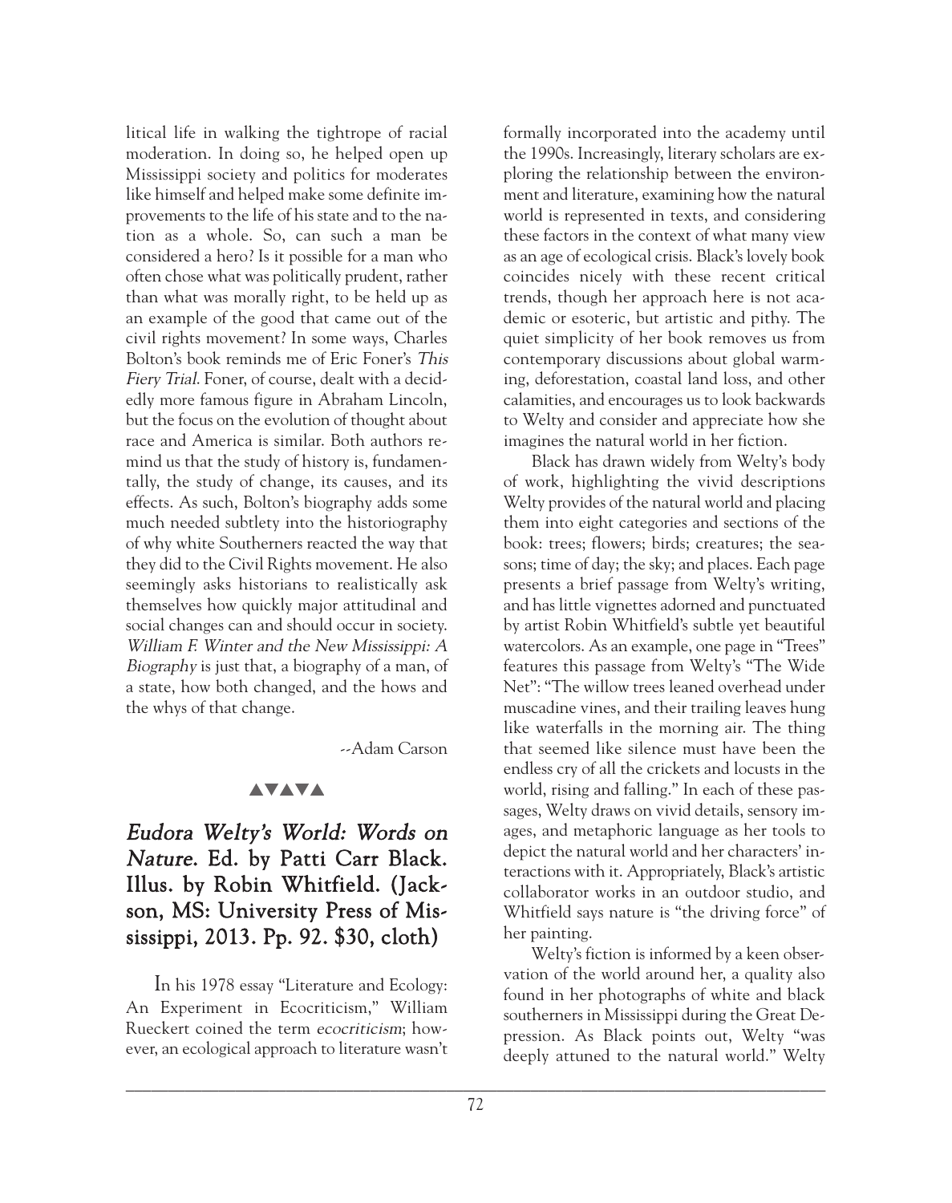litical life in walking the tightrope of racial moderation. In doing so, he helped open up Mississippi society and politics for moderates like himself and helped make some definite improvements to the life of his state and to the nation as a whole. So, can such a man be considered a hero? Is it possible for a man who often chose what was politically prudent, rather than what was morally right, to be held up as an example of the good that came out of the civil rights movement? In some ways, Charles Bolton's book reminds me of Eric Foner's *This Fiery Trial*. Foner, of course, dealt with a decidedly more famous figure in Abraham Lincoln, but the focus on the evolution of thought about race and America is similar. Both authors remind us that the study of history is, fundamentally, the study of change, its causes, and its effects. As such, Bolton's biography adds some much needed subtlety into the historiography of why white Southerners reacted the way that they did to the Civil Rights movement. He also seemingly asks historians to realistically ask themselves how quickly major attitudinal and social changes can and should occur in society. *William F. Winter and the New Mississippi: A Biography* is just that, a biography of a man, of a state, how both changed, and the hows and the whys of that change.

--Adam Carson

▲▼▲▼▲

## *Eudora Welty's World: Words on Nature*. Ed. by Patti Carr Black. Illus. by Robin Whitfield. (Jackson, MS: University Press of Mississippi, 2013. Pp. 92. $30, cloth)

In his 1978 essay "Literature and Ecology: An Experiment in Ecocriticism," William Rueckert coined the term *ecocriticism*; however, an ecological approach to literature wasn't formally incorporated into the academy until the 1990s. Increasingly, literary scholars are exploring the relationship between the environment and literature, examining how the natural world is represented in texts, and considering these factors in the context of what many view as an age of ecological crisis. Black's lovely book coincides nicely with these recent critical trends, though her approach here is not academic or esoteric, but artistic and pithy. The quiet simplicity of her book removes us from contemporary discussions about global warming, deforestation, coastal land loss, and other calamities, and encourages us to look backwards to Welty and consider and appreciate how she imagines the natural world in her fiction.

Black has drawn widely from Welty's body of work, highlighting the vivid descriptions Welty provides of the natural world and placing them into eight categories and sections of the book: trees; flowers; birds; creatures; the seasons; time of day; the sky; and places. Each page presents a brief passage from Welty's writing, and has little vignettes adorned and punctuated by artist Robin Whitfield's subtle yet beautiful watercolors. As an example, one page in "Trees" features this passage from Welty's "The Wide Net": "The willow trees leaned overhead under muscadine vines, and their trailing leaves hung like waterfalls in the morning air. The thing that seemed like silence must have been the endless cry of all the crickets and locusts in the world, rising and falling." In each of these passages, Welty draws on vivid details, sensory images, and metaphoric language as her tools to depict the natural world and her characters' interactions with it. Appropriately, Black's artistic collaborator works in an outdoor studio, and Whitfield says nature is "the driving force" of her painting.

Welty's fiction is informed by a keen observation of the world around her, a quality also found in her photographs of white and black southerners in Mississippi during the Great Depression. As Black points out, Welty "was deeply attuned to the natural world." Welty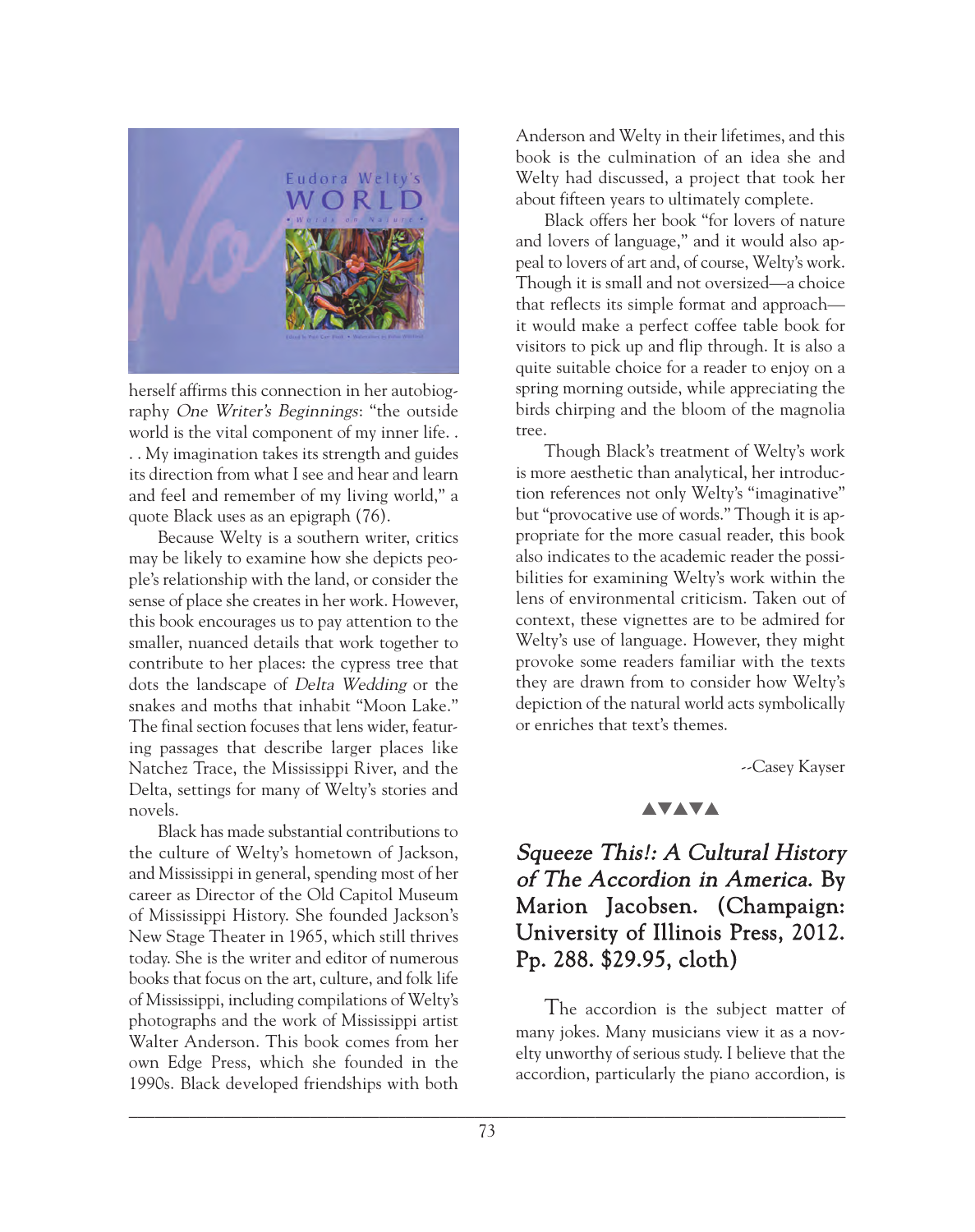herself affirms this connection in her autobiography *One Writer's Beginnings*: "the outside world is the vital component of my inner life. . . . My imagination takes its strength and guides its direction from what I see and hear and learn and feel and remember of my living world," a quote Black uses as an epigraph (76).

Because Welty is a southern writer, critics may be likely to examine how she depicts people's relationship with the land, or consider the sense of place she creates in her work. However, this book encourages us to pay attention to the smaller, nuanced details that work together to contribute to her places: the cypress tree that dots the landscape of *Delta Wedding* or the snakes and moths that inhabit "Moon Lake." The final section focuses that lens wider, featuring passages that describe larger places like Natchez Trace, the Mississippi River, and the Delta, settings for many of Welty's stories and novels.

Black has made substantial contributions to the culture of Welty's hometown of Jackson, and Mississippi in general, spending most of her career as Director of the Old Capitol Museum of Mississippi History. She founded Jackson's New Stage Theater in 1965, which still thrives today. She is the writer and editor of numerous books that focus on the art, culture, and folk life of Mississippi, including compilations of Welty's photographs and the work of Mississippi artist Walter Anderson. This book comes from her own Edge Press, which she founded in the 1990s. Black developed friendships with both Anderson and Welty in their lifetimes, and this book is the culmination of an idea she and Welty had discussed, a project that took her about fifteen years to ultimately complete.

Black offers her book "for lovers of nature and lovers of language," and it would also appeal to lovers of art and, of course, Welty's work. Though it is small and not oversized—a choice that reflects its simple format and approach—it would make a perfect coffee table book for visitors to pick up and flip through. It is also a quite suitable choice for a reader to enjoy on a spring morning outside, while appreciating the birds chirping and the bloom of the magnolia tree.

Though Black's treatment of Welty's work is more aesthetic than analytical, her introduction references not only Welty's "imaginative" but "provocative use of words." Though it is appropriate for the more casual reader, this book also indicates to the academic reader the possibilities for examining Welty's work within the lens of environmental criticism. Taken out of context, these vignettes are to be admired for Welty's use of language. However, they might provoke some readers familiar with the texts they are drawn from to consider how Welty's depiction of the natural world acts symbolically or enriches that text's themes.

--Casey Kayser

▲▼▲▼▲

## *Squeeze This!: A Cultural History of The Accordion in America*. By Marion Jacobsen. (Champaign: University of Illinois Press, 2012. Pp. 288. $29.95, cloth)

The accordion is the subject matter of many jokes. Many musicians view it as a novelty unworthy of serious study. I believe that the accordion, particularly the piano accordion, is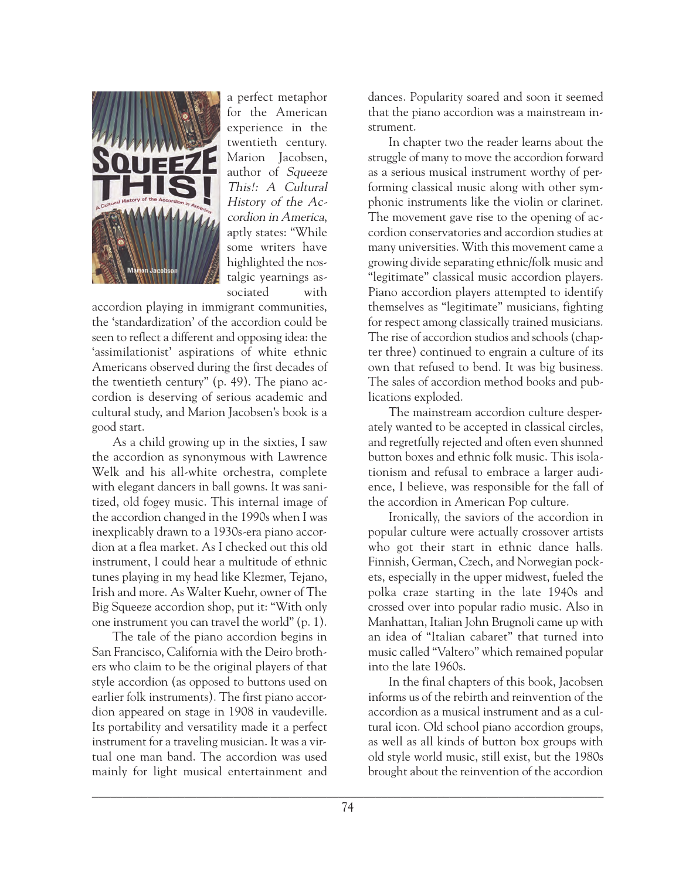a perfect metaphor for the American experience in the twentieth century. Marion Jacobsen, author of *Squeeze This!: A Cultural History of the Accordion in America*, aptly states: "While some writers have highlighted the nostalgic yearnings associated with accordion playing in immigrant communities, the 'standardization' of the accordion could be seen to reflect a different and opposing idea: the 'assimilationist' aspirations of white ethnic Americans observed during the first decades of the twentieth century" (p. 49). The piano accordion is deserving of serious academic and cultural study, and Marion Jacobsen's book is a good start.

As a child growing up in the sixties, I saw the accordion as synonymous with Lawrence Welk and his all-white orchestra, complete with elegant dancers in ball gowns. It was sanitized, old fogey music. This internal image of the accordion changed in the 1990s when I was inexplicably drawn to a 1930s-era piano accordion at a flea market. As I checked out this old instrument, I could hear a multitude of ethnic tunes playing in my head like Klezmer, Tejano, Irish and more. As Walter Kuehr, owner of The Big Squeeze accordion shop, put it: "With only one instrument you can travel the world" (p. 1).

The tale of the piano accordion begins in San Francisco, California with the Deiro brothers who claim to be the original players of that style accordion (as opposed to buttons used on earlier folk instruments). The first piano accordion appeared on stage in 1908 in vaudeville. Its portability and versatility made it a perfect instrument for a traveling musician. It was a virtual one man band. The accordion was used mainly for light musical entertainment and dances. Popularity soared and soon it seemed that the piano accordion was a mainstream instrument.

In chapter two the reader learns about the struggle of many to move the accordion forward as a serious musical instrument worthy of performing classical music along with other symphonic instruments like the violin or clarinet. The movement gave rise to the opening of accordion conservatories and accordion studies at many universities. With this movement came a growing divide separating ethnic/folk music and "legitimate" classical music accordion players. Piano accordion players attempted to identify themselves as "legitimate" musicians, fighting for respect among classically trained musicians. The rise of accordion studios and schools (chapter three) continued to engrain a culture of its own that refused to bend. It was big business. The sales of accordion method books and publications exploded.

The mainstream accordion culture desperately wanted to be accepted in classical circles, and regretfully rejected and often even shunned button boxes and ethnic folk music. This isolationism and refusal to embrace a larger audience, I believe, was responsible for the fall of the accordion in American Pop culture.

Ironically, the saviors of the accordion in popular culture were actually crossover artists who got their start in ethnic dance halls. Finnish, German, Czech, and Norwegian pockets, especially in the upper midwest, fueled the polka craze starting in the late 1940s and crossed over into popular radio music. Also in Manhattan, Italian John Brugnoli came up with an idea of "Italian cabaret" that turned into music called "Valtero" which remained popular into the late 1960s.

In the final chapters of this book, Jacobsen informs us of the rebirth and reinvention of the accordion as a musical instrument and as a cultural icon. Old school piano accordion groups, as well as all kinds of button box groups with old style world music, still exist, but the 1980s brought about the reinvention of the accordion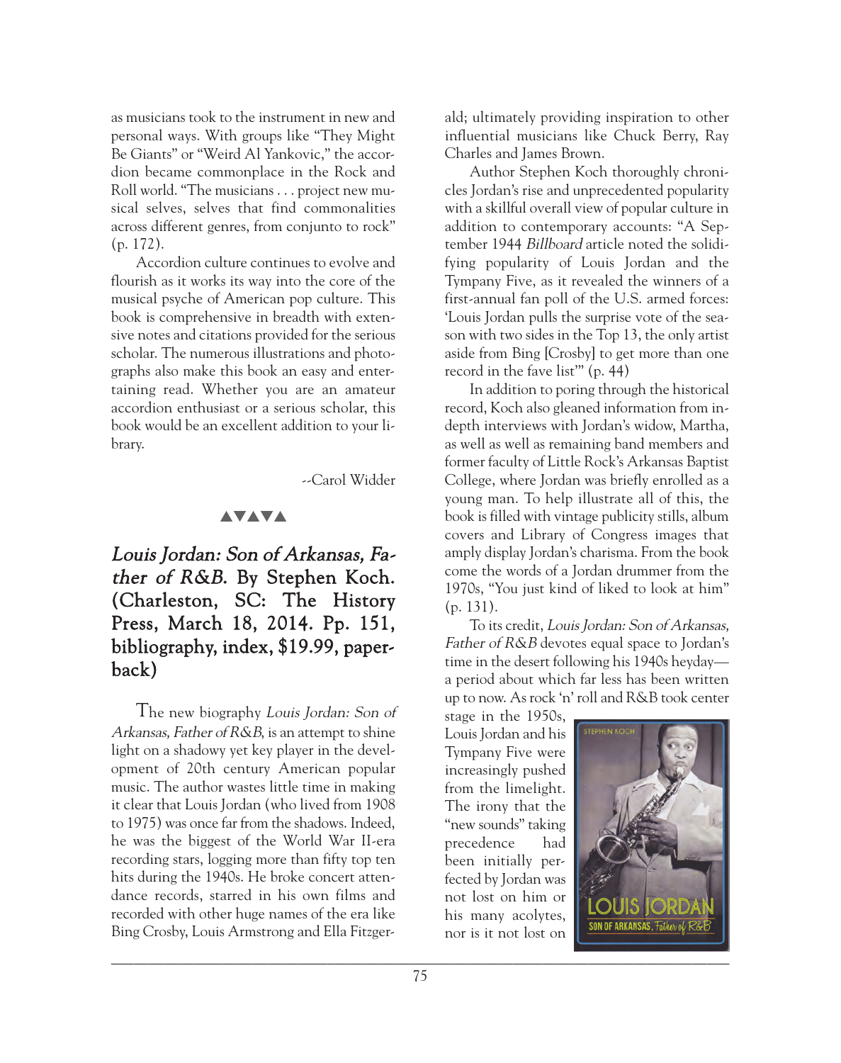as musicians took to the instrument in new and personal ways. With groups like "They Might Be Giants" or "Weird Al Yankovic," the accordion became commonplace in the Rock and Roll world. "The musicians . . . project new musical selves, selves that find commonalities across different genres, from conjunto to rock" (p. 172).

Accordion culture continues to evolve and flourish as it works its way into the core of the musical psyche of American pop culture. This book is comprehensive in breadth with extensive notes and citations provided for the serious scholar. The numerous illustrations and photographs also make this book an easy and entertaining read. Whether you are an amateur accordion enthusiast or a serious scholar, this book would be an excellent addition to your library.

--Carol Widder

▲▼▲▼▲

## *Louis Jordan: Son of Arkansas, Father of R&B.* By Stephen Koch. (Charleston, SC: The History Press, March 18, 2014. Pp. 151, bibliography, index, $19.99, paperback)

The new biography *Louis Jordan: Son of Arkansas, Father of R&B*, is an attempt to shine light on a shadowy yet key player in the development of 20th century American popular music. The author wastes little time in making it clear that Louis Jordan (who lived from 1908 to 1975) was once far from the shadows. Indeed, he was the biggest of the World War II-era recording stars, logging more than fifty top ten hits during the 1940s. He broke concert attendance records, starred in his own films and recorded with other huge names of the era like Bing Crosby, Louis Armstrong and Ella Fitzgerald; ultimately providing inspiration to other influential musicians like Chuck Berry, Ray Charles and James Brown.

Author Stephen Koch thoroughly chronicles Jordan's rise and unprecedented popularity with a skillful overall view of popular culture in addition to contemporary accounts: "A September 1944 *Billboard* article noted the solidifying popularity of Louis Jordan and the Tympany Five, as it revealed the winners of a first-annual fan poll of the U.S. armed forces: 'Louis Jordan pulls the surprise vote of the season with two sides in the Top 13, the only artist aside from Bing [Crosby] to get more than one record in the fave list'" (p. 44)

In addition to poring through the historical record, Koch also gleaned information from in-depth interviews with Jordan's widow, Martha, as well as well as remaining band members and former faculty of Little Rock's Arkansas Baptist College, where Jordan was briefly enrolled as a young man. To help illustrate all of this, the book is filled with vintage publicity stills, album covers and Library of Congress images that amply display Jordan's charisma. From the book come the words of a Jordan drummer from the 1970s, "You just kind of liked to look at him" (p. 131).

To its credit, *Louis Jordan: Son of Arkansas, Father of R&B* devotes equal space to Jordan's time in the desert following his 1940s heyday—a period about which far less has been written up to now. As rock 'n' roll and R&B took center stage in the 1950s, Louis Jordan and his Tympany Five were increasingly pushed from the limelight. The irony that the "new sounds" taking precedence had been initially perfected by Jordan was not lost on him or his many acolytes, nor is it not lost on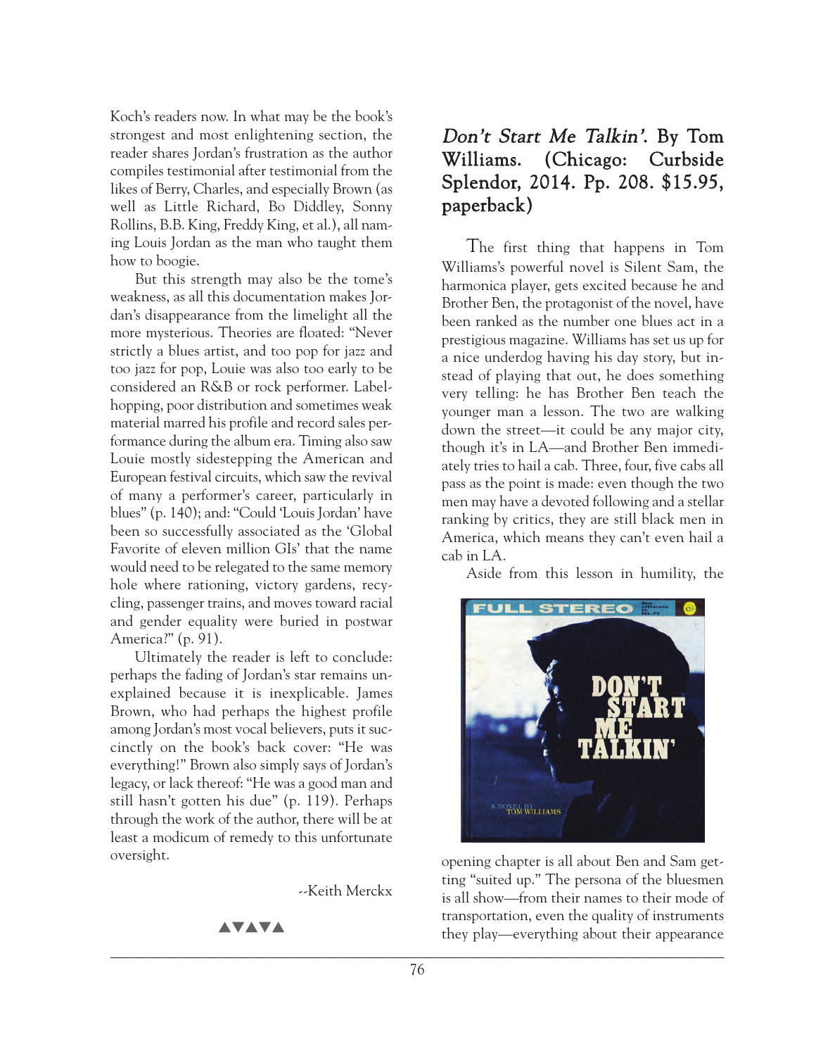Koch's readers now. In what may be the book's strongest and most enlightening section, the reader shares Jordan's frustration as the author compiles testimonial after testimonial from the likes of Berry, Charles, and especially Brown (as well as Little Richard, Bo Diddley, Sonny Rollins, B.B. King, Freddy King, et al.), all naming Louis Jordan as the man who taught them how to boogie.

But this strength may also be the tome's weakness, as all this documentation makes Jordan's disappearance from the limelight all the more mysterious. Theories are floated: "Never strictly a blues artist, and too pop for jazz and too jazz for pop, Louie was also too early to be considered an R&B or rock performer. Label-hopping, poor distribution and sometimes weak material marred his profile and record sales performance during the album era. Timing also saw Louie mostly sidestepping the American and European festival circuits, which saw the revival of many a performer's career, particularly in blues" (p. 140); and: "Could 'Louis Jordan' have been so successfully associated as the 'Global Favorite of eleven million GIs' that the name would need to be relegated to the same memory hole where rationing, victory gardens, recycling, passenger trains, and moves toward racial and gender equality were buried in postwar America?" (p. 91).

Ultimately the reader is left to conclude: perhaps the fading of Jordan's star remains unexplained because it is inexplicable. James Brown, who had perhaps the highest profile among Jordan's most vocal believers, puts it succinctly on the book's back cover: "He was everything!" Brown also simply says of Jordan's legacy, or lack thereof: "He was a good man and still hasn't gotten his due" (p. 119). Perhaps through the work of the author, there will be at least a modicum of remedy to this unfortunate oversight.

--Keith Merckx

▲▼▲▼▲

## *Don't Start Me Talkin'*. By Tom Williams. (Chicago: Curbside Splendor, 2014. Pp. 208. $15.95, paperback)

The first thing that happens in Tom Williams's powerful novel is Silent Sam, the harmonica player, gets excited because he and Brother Ben, the protagonist of the novel, have been ranked as the number one blues act in a prestigious magazine. Williams has set us up for a nice underdog having his day story, but instead of playing that out, he does something very telling: he has Brother Ben teach the younger man a lesson. The two are walking down the street—it could be any major city, though it's in LA—and Brother Ben immediately tries to hail a cab. Three, four, five cabs all pass as the point is made: even though the two men may have a devoted following and a stellar ranking by critics, they are still black men in America, which means they can't even hail a cab in LA.

Aside from this lesson in humility, the opening chapter is all about Ben and Sam getting "suited up." The persona of the bluesmen is all show—from their names to their mode of transportation, even the quality of instruments they play—everything about their appearance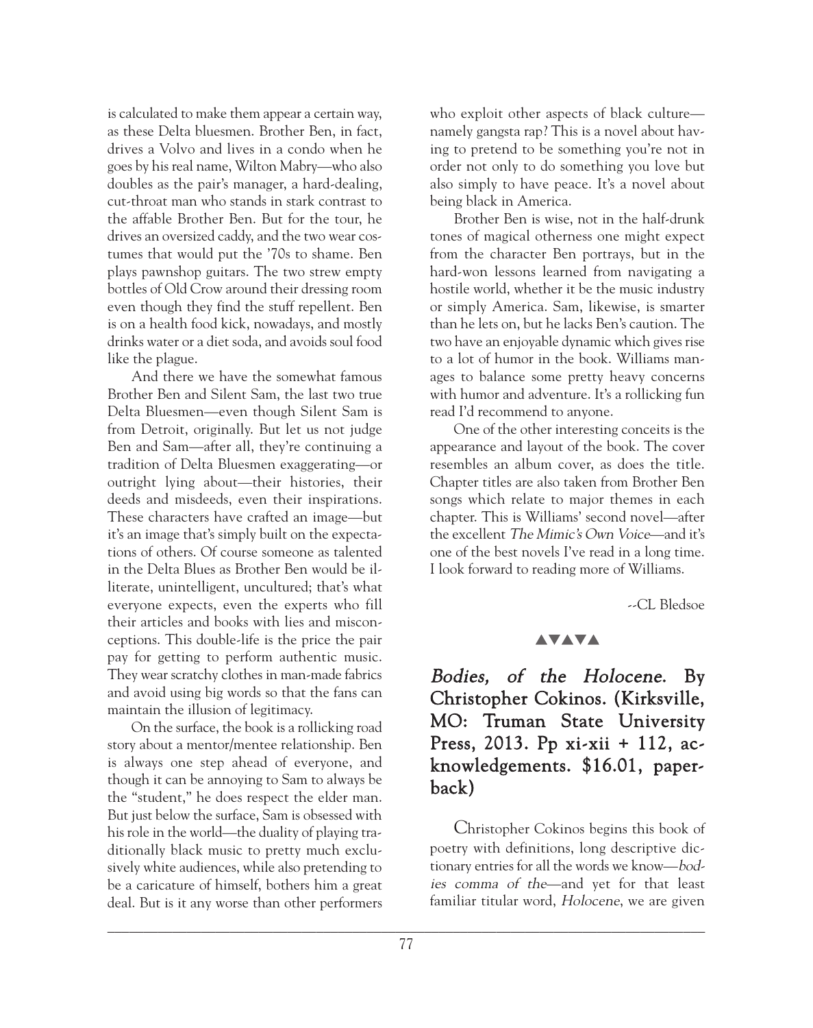is calculated to make them appear a certain way, as these Delta bluesmen. Brother Ben, in fact, drives a Volvo and lives in a condo when he goes by his real name, Wilton Mabry—who also doubles as the pair's manager, a hard-dealing, cut-throat man who stands in stark contrast to the affable Brother Ben. But for the tour, he drives an oversized caddy, and the two wear costumes that would put the '70s to shame. Ben plays pawnshop guitars. The two strew empty bottles of Old Crow around their dressing room even though they find the stuff repellent. Ben is on a health food kick, nowadays, and mostly drinks water or a diet soda, and avoids soul food like the plague.

And there we have the somewhat famous Brother Ben and Silent Sam, the last two true Delta Bluesmen—even though Silent Sam is from Detroit, originally. But let us not judge Ben and Sam—after all, they're continuing a tradition of Delta Bluesmen exaggerating—or outright lying about—their histories, their deeds and misdeeds, even their inspirations. These characters have crafted an image—but it's an image that's simply built on the expectations of others. Of course someone as talented in the Delta Blues as Brother Ben would be illiterate, unintelligent, uncultured; that's what everyone expects, even the experts who fill their articles and books with lies and misconceptions. This double-life is the price the pair pay for getting to perform authentic music. They wear scratchy clothes in man-made fabrics and avoid using big words so that the fans can maintain the illusion of legitimacy.

On the surface, the book is a rollicking road story about a mentor/mentee relationship. Ben is always one step ahead of everyone, and though it can be annoying to Sam to always be the "student," he does respect the elder man. But just below the surface, Sam is obsessed with his role in the world—the duality of playing traditionally black music to pretty much exclusively white audiences, while also pretending to be a caricature of himself, bothers him a great deal. But is it any worse than other performers who exploit other aspects of black culture—namely gangsta rap? This is a novel about having to pretend to be something you're not in order not only to do something you love but also simply to have peace. It's a novel about being black in America.

Brother Ben is wise, not in the half-drunk tones of magical otherness one might expect from the character Ben portrays, but in the hard-won lessons learned from navigating a hostile world, whether it be the music industry or simply America. Sam, likewise, is smarter than he lets on, but he lacks Ben's caution. The two have an enjoyable dynamic which gives rise to a lot of humor in the book. Williams manages to balance some pretty heavy concerns with humor and adventure. It's a rollicking fun read I'd recommend to anyone.

One of the other interesting conceits is the appearance and layout of the book. The cover resembles an album cover, as does the title. Chapter titles are also taken from Brother Ben songs which relate to major themes in each chapter. This is Williams' second novel—after the excellent *The Mimic's Own Voice*—and it's one of the best novels I've read in a long time. I look forward to reading more of Williams.

--CL Bledsoe

▲▼▲▼▲

## *Bodies, of the Holocene.* By Christopher Cokinos. (Kirksville, MO: Truman State University Press, 2013. Pp xi-xii + 112, acknowledgements. $16.01, paperback)

Christopher Cokinos begins this book of poetry with definitions, long descriptive dictionary entries for all the words we know—*bodies comma of the*—and yet for that least familiar titular word, *Holocene*, we are given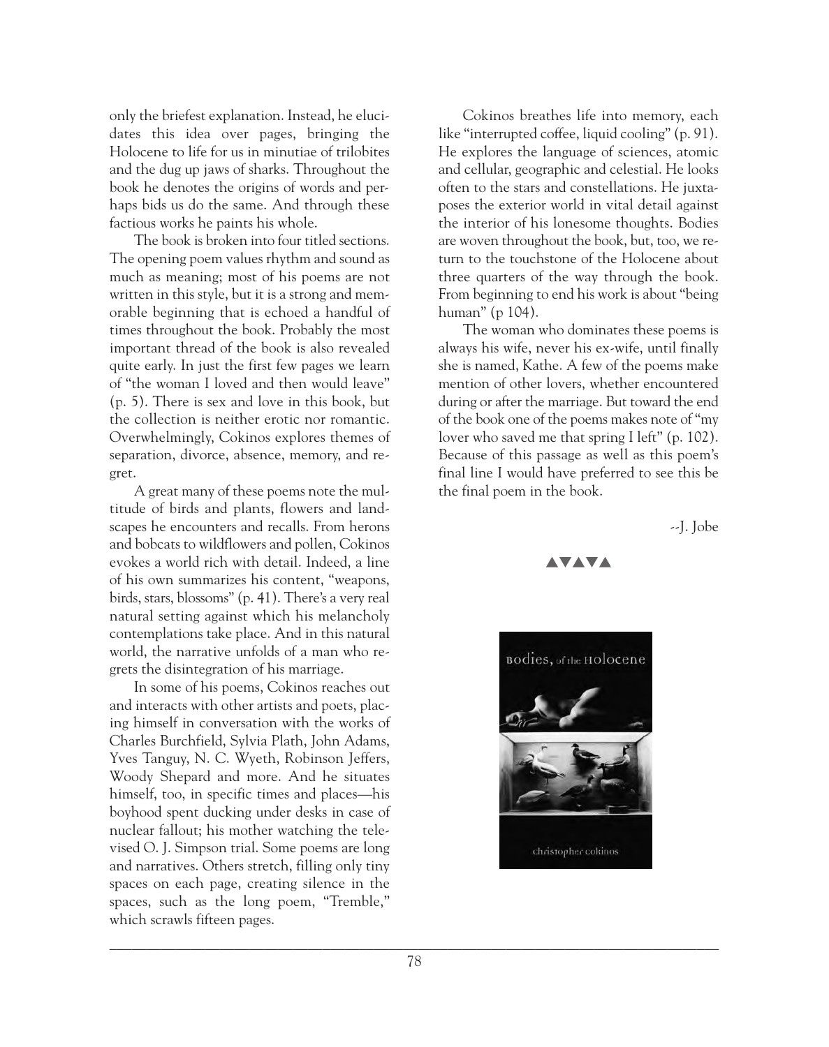only the briefest explanation. Instead, he elucidates this idea over pages, bringing the Holocene to life for us in minutiae of trilobites and the dug up jaws of sharks. Throughout the book he denotes the origins of words and perhaps bids us do the same. And through these factious works he paints his whole.

The book is broken into four titled sections. The opening poem values rhythm and sound as much as meaning; most of his poems are not written in this style, but it is a strong and memorable beginning that is echoed a handful of times throughout the book. Probably the most important thread of the book is also revealed quite early. In just the first few pages we learn of "the woman I loved and then would leave" (p. 5). There is sex and love in this book, but the collection is neither erotic nor romantic. Overwhelmingly, Cokinos explores themes of separation, divorce, absence, memory, and regret.

A great many of these poems note the multitude of birds and plants, flowers and landscapes he encounters and recalls. From herons and bobcats to wildflowers and pollen, Cokinos evokes a world rich with detail. Indeed, a line of his own summarizes his content, "weapons, birds, stars, blossoms" (p. 41). There's a very real natural setting against which his melancholy contemplations take place. And in this natural world, the narrative unfolds of a man who regrets the disintegration of his marriage.

In some of his poems, Cokinos reaches out and interacts with other artists and poets, placing himself in conversation with the works of Charles Burchfield, Sylvia Plath, John Adams, Yves Tanguy, N. C. Wyeth, Robinson Jeffers, Woody Shepard and more. And he situates himself, too, in specific times and places—his boyhood spent ducking under desks in case of nuclear fallout; his mother watching the televised O. J. Simpson trial. Some poems are long and narratives. Others stretch, filling only tiny spaces on each page, creating silence in the spaces, such as the long poem, "Tremble," which scrawls fifteen pages.

Cokinos breathes life into memory, each like "interrupted coffee, liquid cooling" (p. 91). He explores the language of sciences, atomic and cellular, geographic and celestial. He looks often to the stars and constellations. He juxtaposes the exterior world in vital detail against the interior of his lonesome thoughts. Bodies are woven throughout the book, but, too, we return to the touchstone of the Holocene about three quarters of the way through the book. From beginning to end his work is about "being human" (p 104).

The woman who dominates these poems is always his wife, never his ex-wife, until finally she is named, Kathe. A few of the poems make mention of other lovers, whether encountered during or after the marriage. But toward the end of the book one of the poems makes note of "my lover who saved me that spring I left" (p. 102). Because of this passage as well as this poem's final line I would have preferred to see this be the final poem in the book.

--J. Jobe

▲▼▲▼▲

Bodies, of the Holocene

christopher cokinos